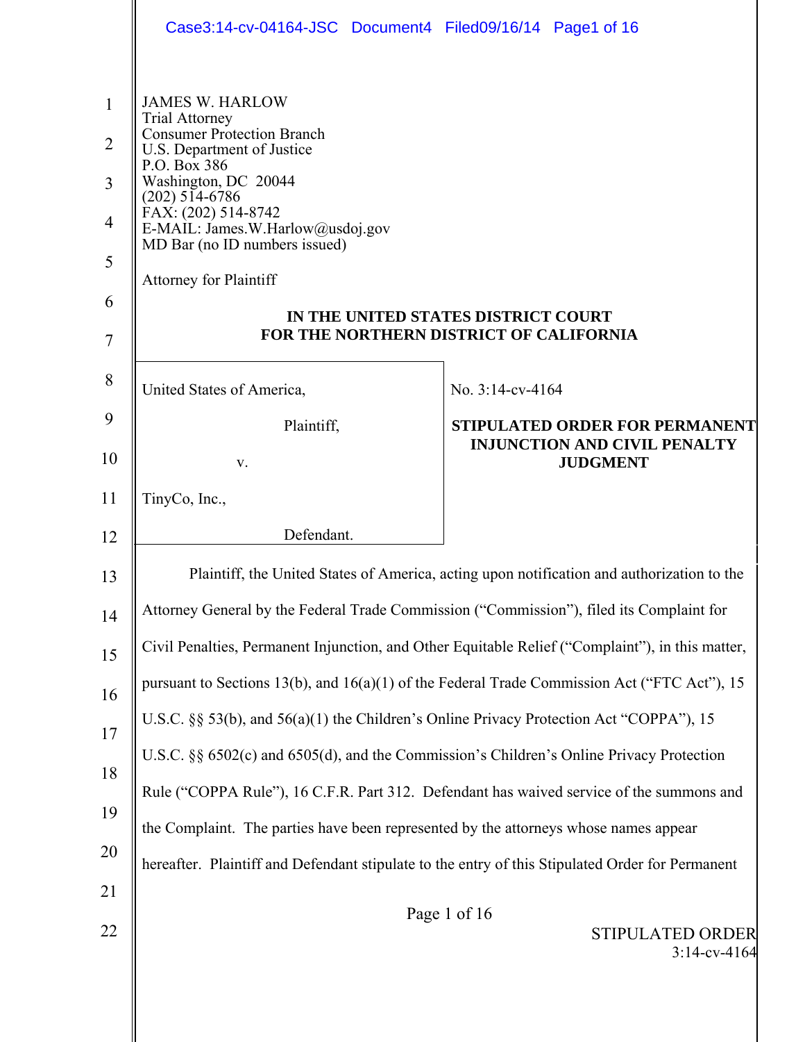JAMES W. HARLOW
Trial Attorney
Consumer Protection Branch
U.S. Department of Justice
P.O. Box 386
Washington, DC 20044
(202) 514-6786
FAX: (202) 514-8742
E-MAIL: James.W.Harlow@usdoj.gov
MD Bar (no ID numbers issued)

Attorney for Plaintiff

**IN THE UNITED STATES DISTRICT COURT**
**FOR THE NORTHERN DISTRICT OF CALIFORNIA**

| | |
|---|---|
| United States of America,<br><br>Plaintiff,<br><br>v.<br><br>TinyCo, Inc.,<br><br>Defendant. | No. 3:14-cv-4164<br><br>**STIPULATED ORDER FOR PERMANENT INJUNCTION AND CIVIL PENALTY JUDGMENT** |

Plaintiff, the United States of America, acting upon notification and authorization to the Attorney General by the Federal Trade Commission ("Commission"), filed its Complaint for Civil Penalties, Permanent Injunction, and Other Equitable Relief ("Complaint"), in this matter, pursuant to Sections 13(b), and 16(a)(1) of the Federal Trade Commission Act ("FTC Act"), 15 U.S.C. §§ 53(b), and 56(a)(1) the Children's Online Privacy Protection Act "COPPA"), 15 U.S.C. §§ 6502(c) and 6505(d), and the Commission's Children's Online Privacy Protection Rule ("COPPA Rule"), 16 C.F.R. Part 312. Defendant has waived service of the summons and the Complaint. The parties have been represented by the attorneys whose names appear hereafter. Plaintiff and Defendant stipulate to the entry of this Stipulated Order for Permanent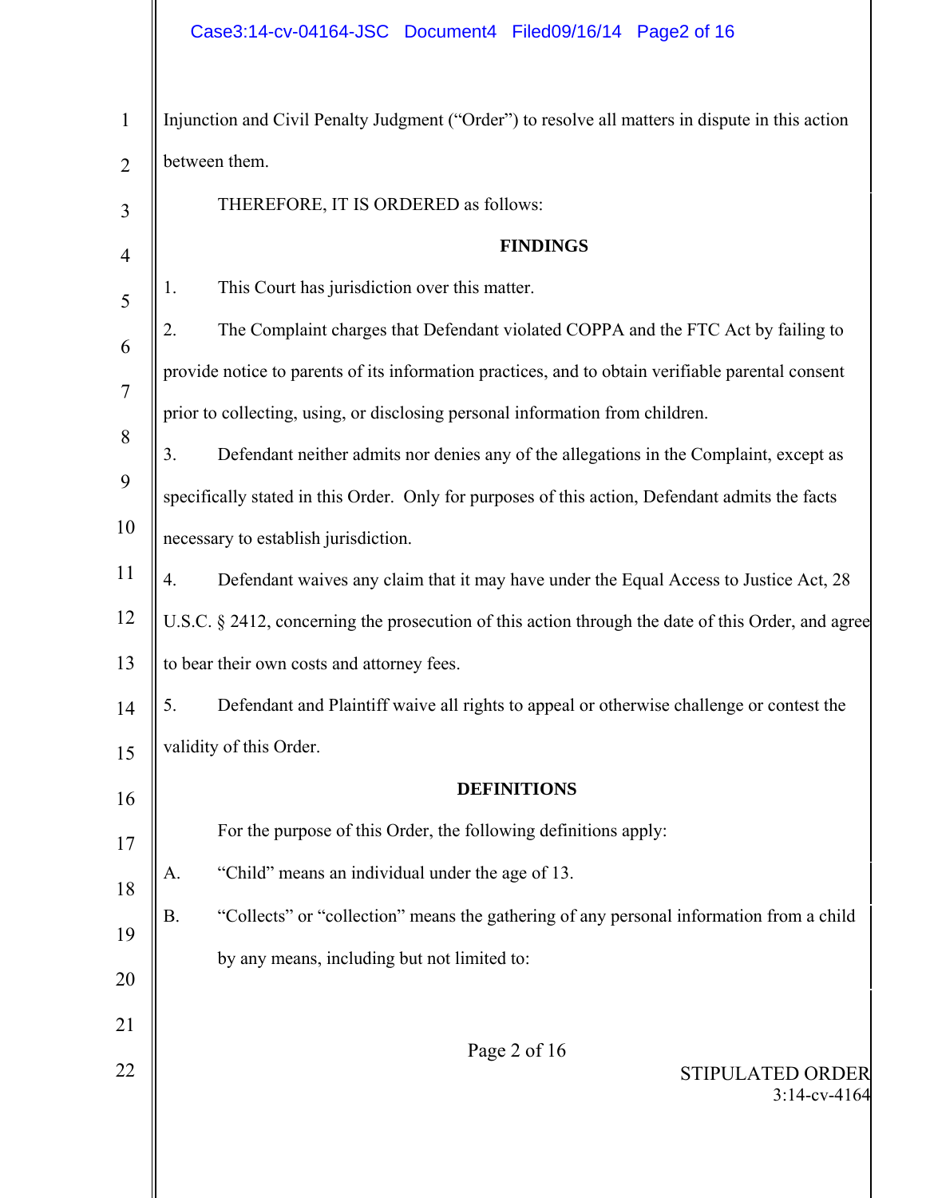Injunction and Civil Penalty Judgment ("Order") to resolve all matters in dispute in this action between them.

THEREFORE, IT IS ORDERED as follows:

## FINDINGS

1. This Court has jurisdiction over this matter.

2. The Complaint charges that Defendant violated COPPA and the FTC Act by failing to provide notice to parents of its information practices, and to obtain verifiable parental consent prior to collecting, using, or disclosing personal information from children.

3. Defendant neither admits nor denies any of the allegations in the Complaint, except as specifically stated in this Order. Only for purposes of this action, Defendant admits the facts necessary to establish jurisdiction.

4. Defendant waives any claim that it may have under the Equal Access to Justice Act, 28 U.S.C. § 2412, concerning the prosecution of this action through the date of this Order, and agree to bear their own costs and attorney fees.

5. Defendant and Plaintiff waive all rights to appeal or otherwise challenge or contest the validity of this Order.

## DEFINITIONS

For the purpose of this Order, the following definitions apply:

A. "Child" means an individual under the age of 13.

B. "Collects" or "collection" means the gathering of any personal information from a child by any means, including but not limited to: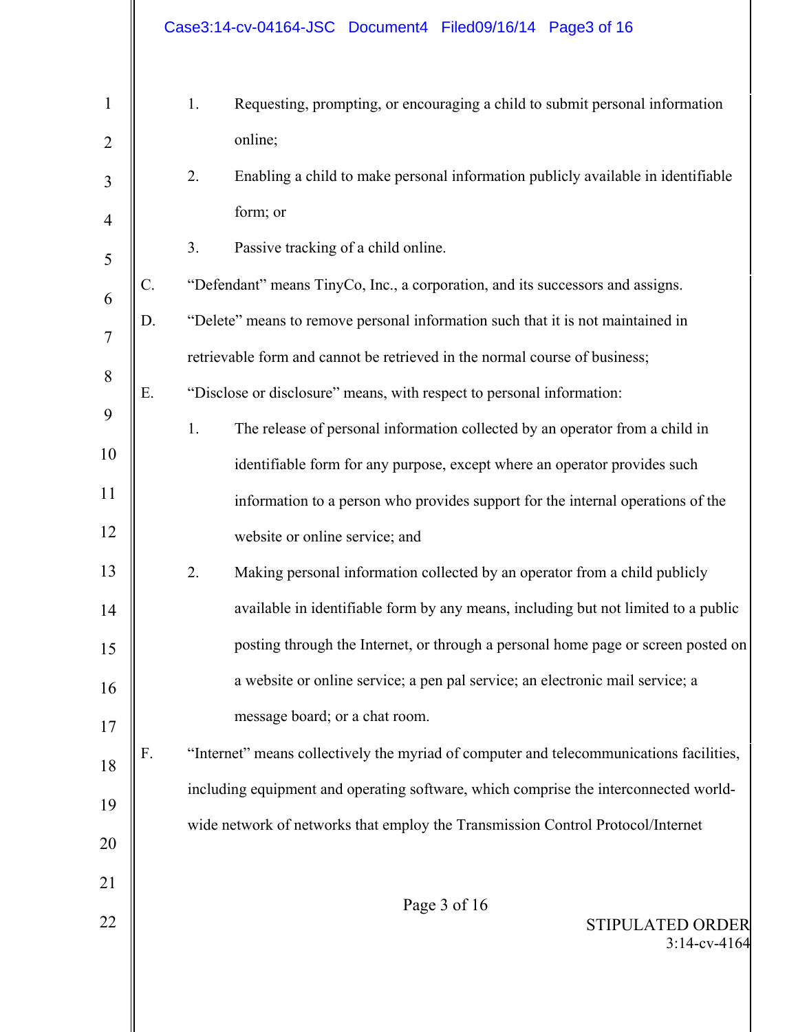1. Requesting, prompting, or encouraging a child to submit personal information online;
2. Enabling a child to make personal information publicly available in identifiable form; or
3. Passive tracking of a child online.

C. "Defendant" means TinyCo, Inc., a corporation, and its successors and assigns.

D. "Delete" means to remove personal information such that it is not maintained in retrievable form and cannot be retrieved in the normal course of business;

E. "Disclose or disclosure" means, with respect to personal information:

1. The release of personal information collected by an operator from a child in identifiable form for any purpose, except where an operator provides such information to a person who provides support for the internal operations of the website or online service; and
2. Making personal information collected by an operator from a child publicly available in identifiable form by any means, including but not limited to a public posting through the Internet, or through a personal home page or screen posted on a website or online service; a pen pal service; an electronic mail service; a message board; or a chat room.

F. "Internet" means collectively the myriad of computer and telecommunications facilities, including equipment and operating software, which comprise the interconnected world-wide network of networks that employ the Transmission Control Protocol/Internet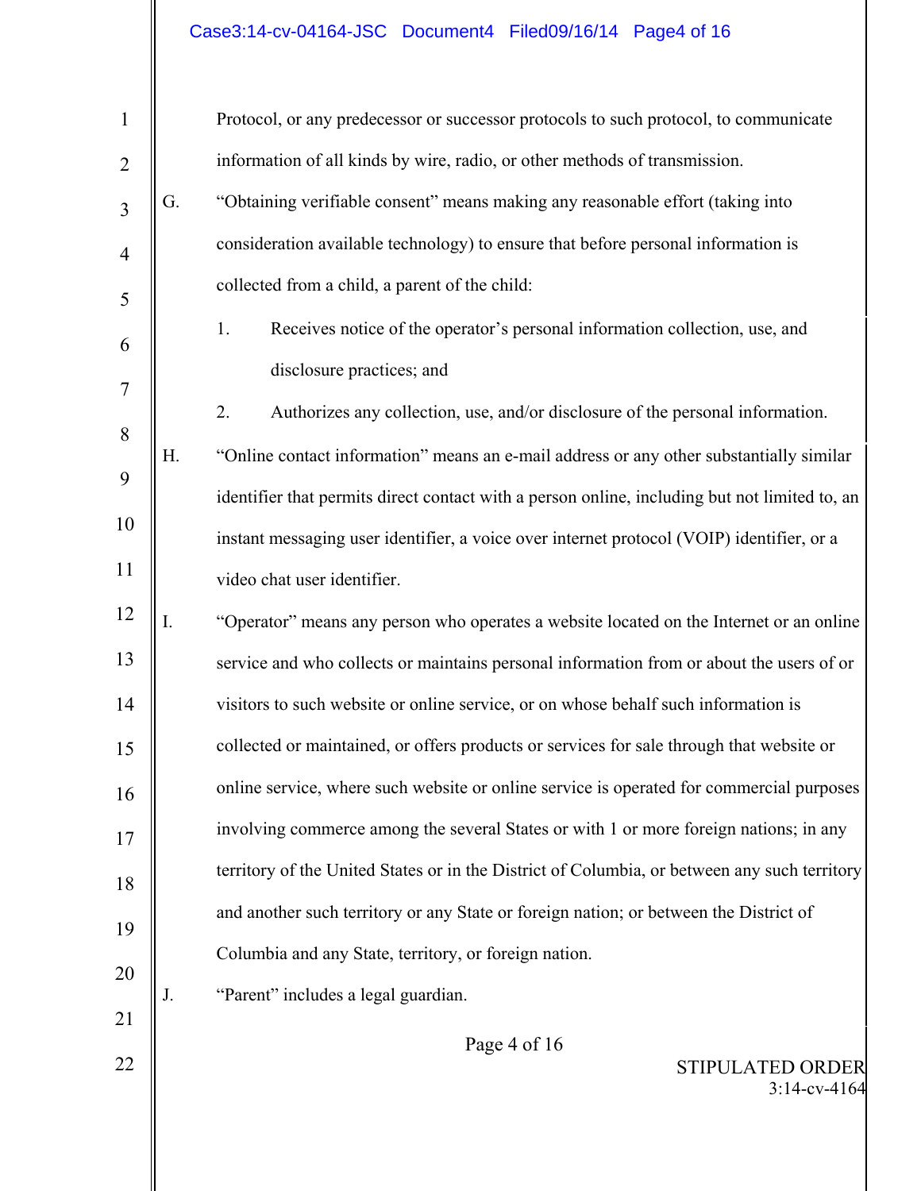Protocol, or any predecessor or successor protocols to such protocol, to communicate information of all kinds by wire, radio, or other methods of transmission.

G. "Obtaining verifiable consent" means making any reasonable effort (taking into consideration available technology) to ensure that before personal information is collected from a child, a parent of the child:

1. Receives notice of the operator's personal information collection, use, and disclosure practices; and
2. Authorizes any collection, use, and/or disclosure of the personal information.

H. "Online contact information" means an e-mail address or any other substantially similar identifier that permits direct contact with a person online, including but not limited to, an instant messaging user identifier, a voice over internet protocol (VOIP) identifier, or a video chat user identifier.

I. "Operator" means any person who operates a website located on the Internet or an online service and who collects or maintains personal information from or about the users of or visitors to such website or online service, or on whose behalf such information is collected or maintained, or offers products or services for sale through that website or online service, where such website or online service is operated for commercial purposes involving commerce among the several States or with 1 or more foreign nations; in any territory of the United States or in the District of Columbia, or between any such territory and another such territory or any State or foreign nation; or between the District of Columbia and any State, territory, or foreign nation.

J. "Parent" includes a legal guardian.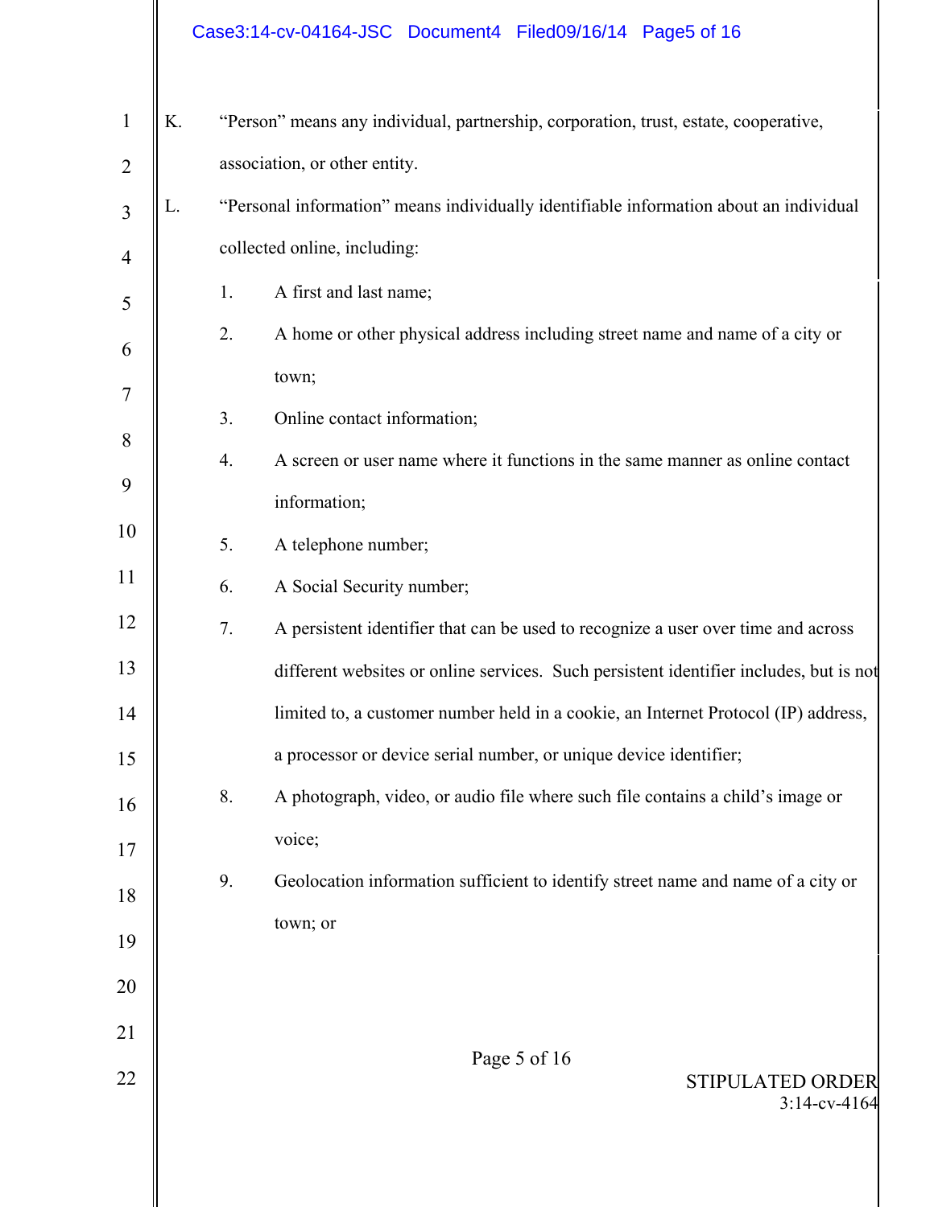K. "Person" means any individual, partnership, corporation, trust, estate, cooperative, association, or other entity.

L. "Personal information" means individually identifiable information about an individual collected online, including:

1. A first and last name;
2. A home or other physical address including street name and name of a city or town;
3. Online contact information;
4. A screen or user name where it functions in the same manner as online contact information;
5. A telephone number;
6. A Social Security number;
7. A persistent identifier that can be used to recognize a user over time and across different websites or online services. Such persistent identifier includes, but is not limited to, a customer number held in a cookie, an Internet Protocol (IP) address, a processor or device serial number, or unique device identifier;
8. A photograph, video, or audio file where such file contains a child's image or voice;
9. Geolocation information sufficient to identify street name and name of a city or town; or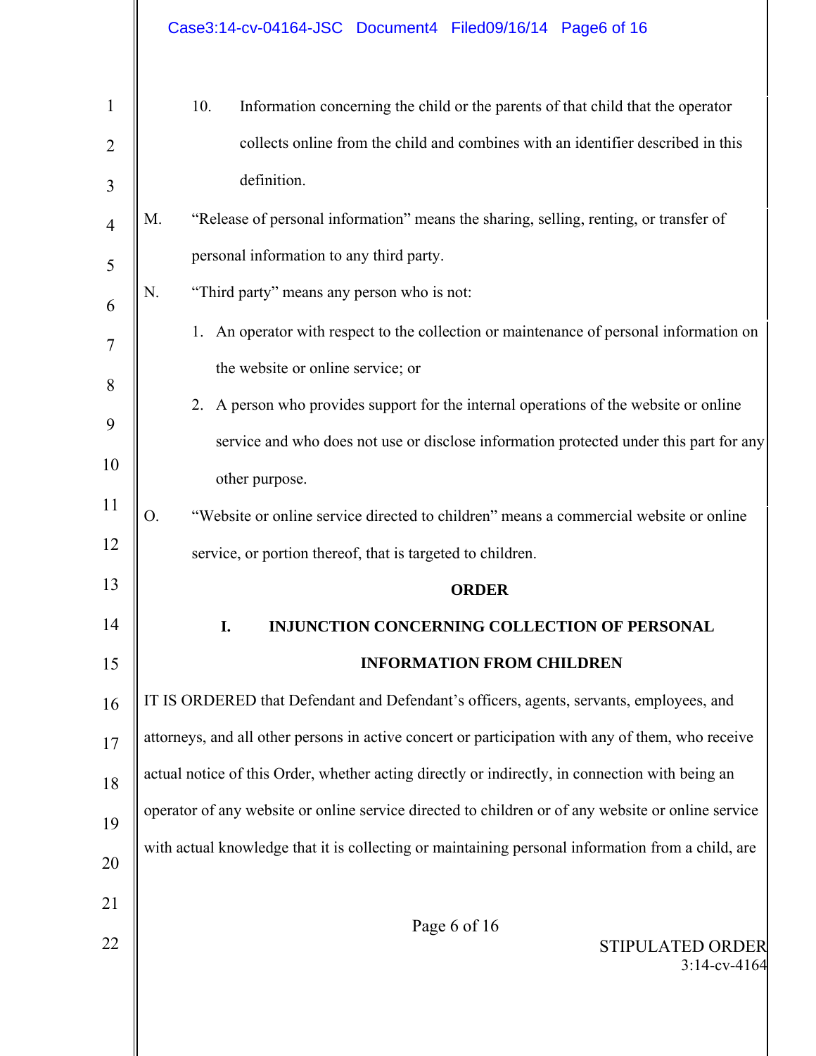10. Information concerning the child or the parents of that child that the operator collects online from the child and combines with an identifier described in this definition.

M. "Release of personal information" means the sharing, selling, renting, or transfer of personal information to any third party.

N. "Third party" means any person who is not:

1. An operator with respect to the collection or maintenance of personal information on the website or online service; or
2. A person who provides support for the internal operations of the website or online service and who does not use or disclose information protected under this part for any other purpose.

O. "Website or online service directed to children" means a commercial website or online service, or portion thereof, that is targeted to children.

## ORDER

### I. INJUNCTION CONCERNING COLLECTION OF PERSONAL INFORMATION FROM CHILDREN

IT IS ORDERED that Defendant and Defendant's officers, agents, servants, employees, and attorneys, and all other persons in active concert or participation with any of them, who receive actual notice of this Order, whether acting directly or indirectly, in connection with being an operator of any website or online service directed to children or of any website or online service with actual knowledge that it is collecting or maintaining personal information from a child, are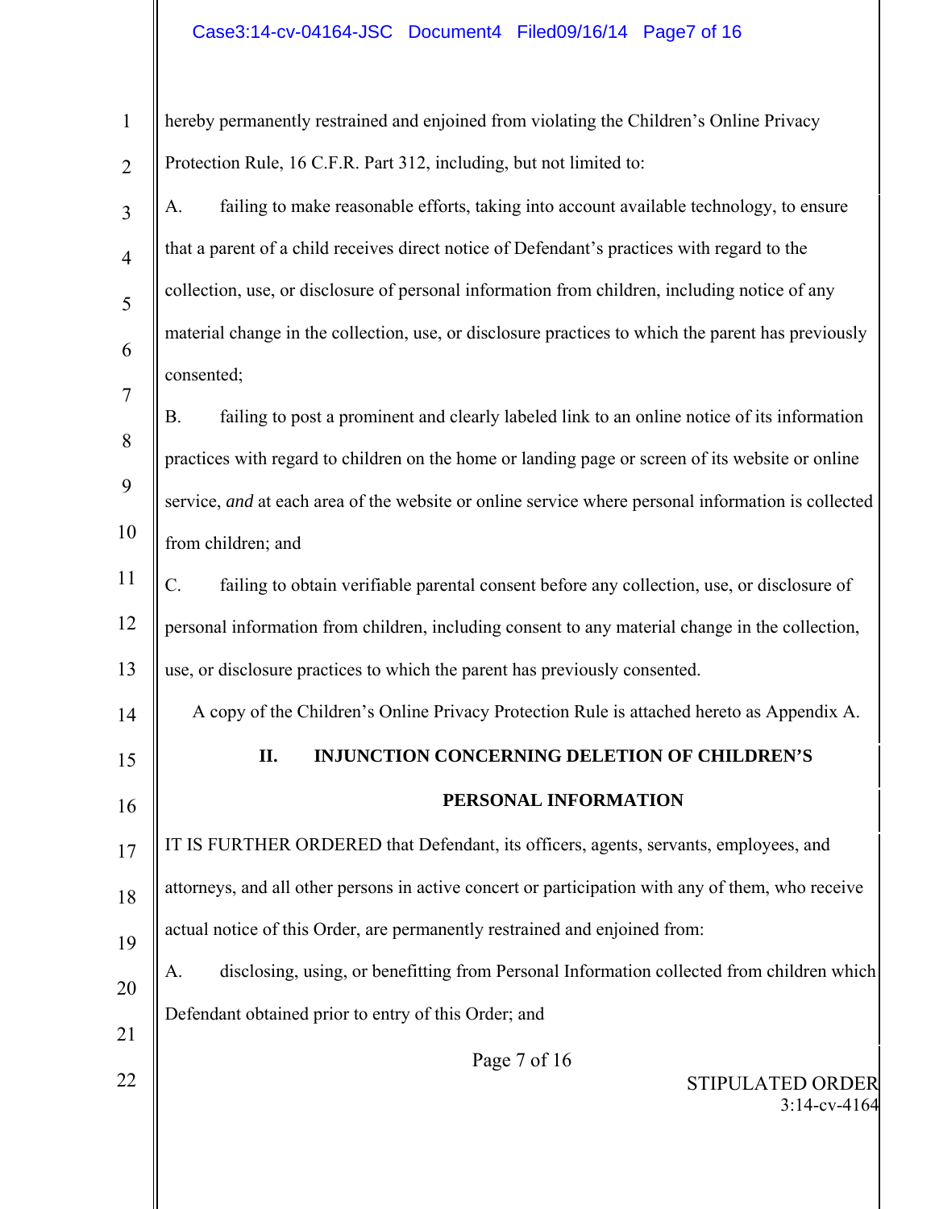hereby permanently restrained and enjoined from violating the Children's Online Privacy Protection Rule, 16 C.F.R. Part 312, including, but not limited to:

A. failing to make reasonable efforts, taking into account available technology, to ensure that a parent of a child receives direct notice of Defendant's practices with regard to the collection, use, or disclosure of personal information from children, including notice of any material change in the collection, use, or disclosure practices to which the parent has previously consented;

B. failing to post a prominent and clearly labeled link to an online notice of its information practices with regard to children on the home or landing page or screen of its website or online service, *and* at each area of the website or online service where personal information is collected from children; and

C. failing to obtain verifiable parental consent before any collection, use, or disclosure of personal information from children, including consent to any material change in the collection, use, or disclosure practices to which the parent has previously consented.

A copy of the Children's Online Privacy Protection Rule is attached hereto as Appendix A.

## II. INJUNCTION CONCERNING DELETION OF CHILDREN'S PERSONAL INFORMATION

IT IS FURTHER ORDERED that Defendant, its officers, agents, servants, employees, and attorneys, and all other persons in active concert or participation with any of them, who receive actual notice of this Order, are permanently restrained and enjoined from:

A. disclosing, using, or benefitting from Personal Information collected from children which Defendant obtained prior to entry of this Order; and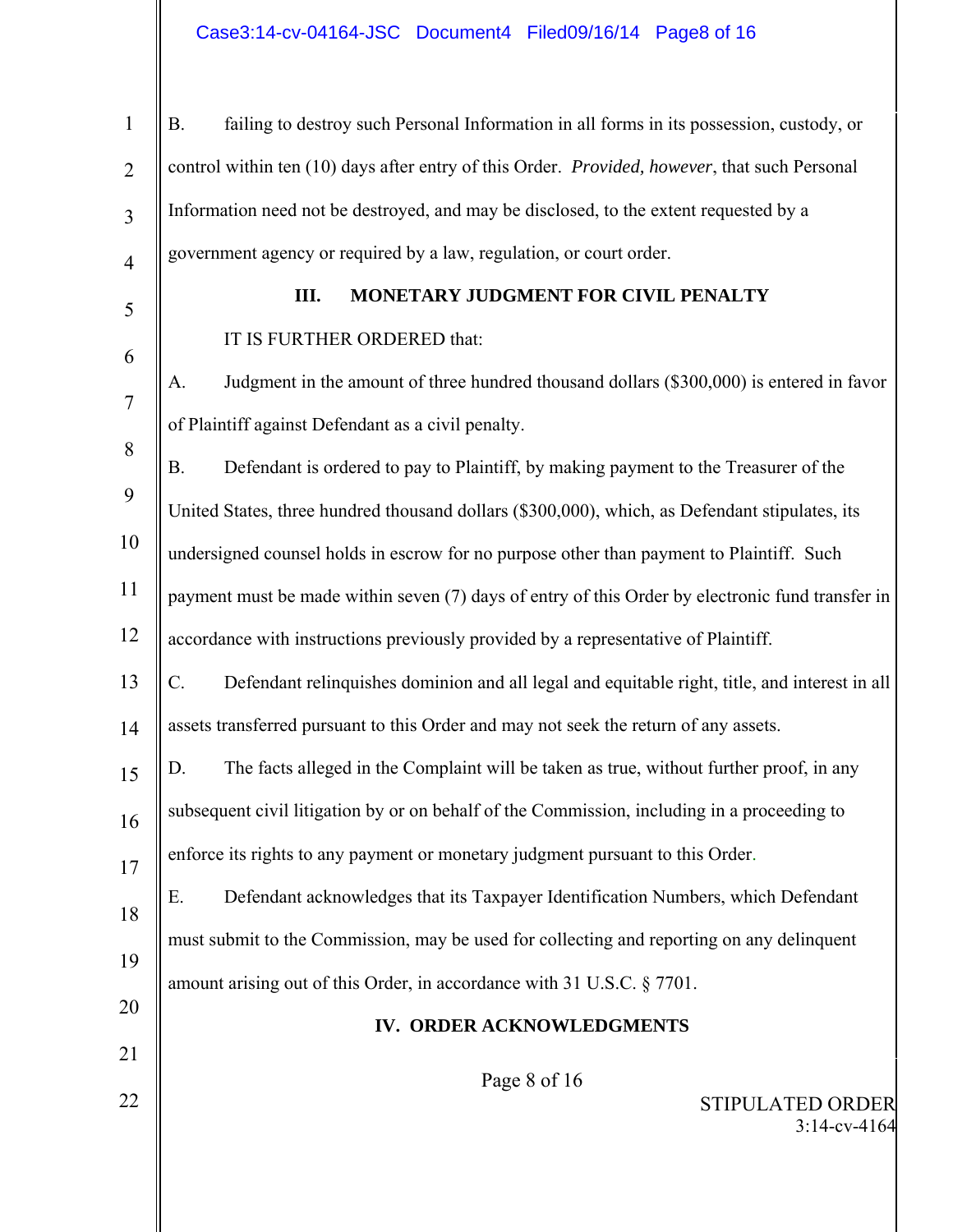B. failing to destroy such Personal Information in all forms in its possession, custody, or control within ten (10) days after entry of this Order. *Provided, however*, that such Personal Information need not be destroyed, and may be disclosed, to the extent requested by a government agency or required by a law, regulation, or court order.

## III. MONETARY JUDGMENT FOR CIVIL PENALTY

IT IS FURTHER ORDERED that:

A. Judgment in the amount of three hundred thousand dollars ($300,000) is entered in favor of Plaintiff against Defendant as a civil penalty.

B. Defendant is ordered to pay to Plaintiff, by making payment to the Treasurer of the United States, three hundred thousand dollars ($300,000), which, as Defendant stipulates, its undersigned counsel holds in escrow for no purpose other than payment to Plaintiff. Such payment must be made within seven (7) days of entry of this Order by electronic fund transfer in accordance with instructions previously provided by a representative of Plaintiff.

C. Defendant relinquishes dominion and all legal and equitable right, title, and interest in all assets transferred pursuant to this Order and may not seek the return of any assets.

D. The facts alleged in the Complaint will be taken as true, without further proof, in any subsequent civil litigation by or on behalf of the Commission, including in a proceeding to enforce its rights to any payment or monetary judgment pursuant to this Order.

E. Defendant acknowledges that its Taxpayer Identification Numbers, which Defendant must submit to the Commission, may be used for collecting and reporting on any delinquent amount arising out of this Order, in accordance with 31 U.S.C. § 7701.

## IV. ORDER ACKNOWLEDGMENTS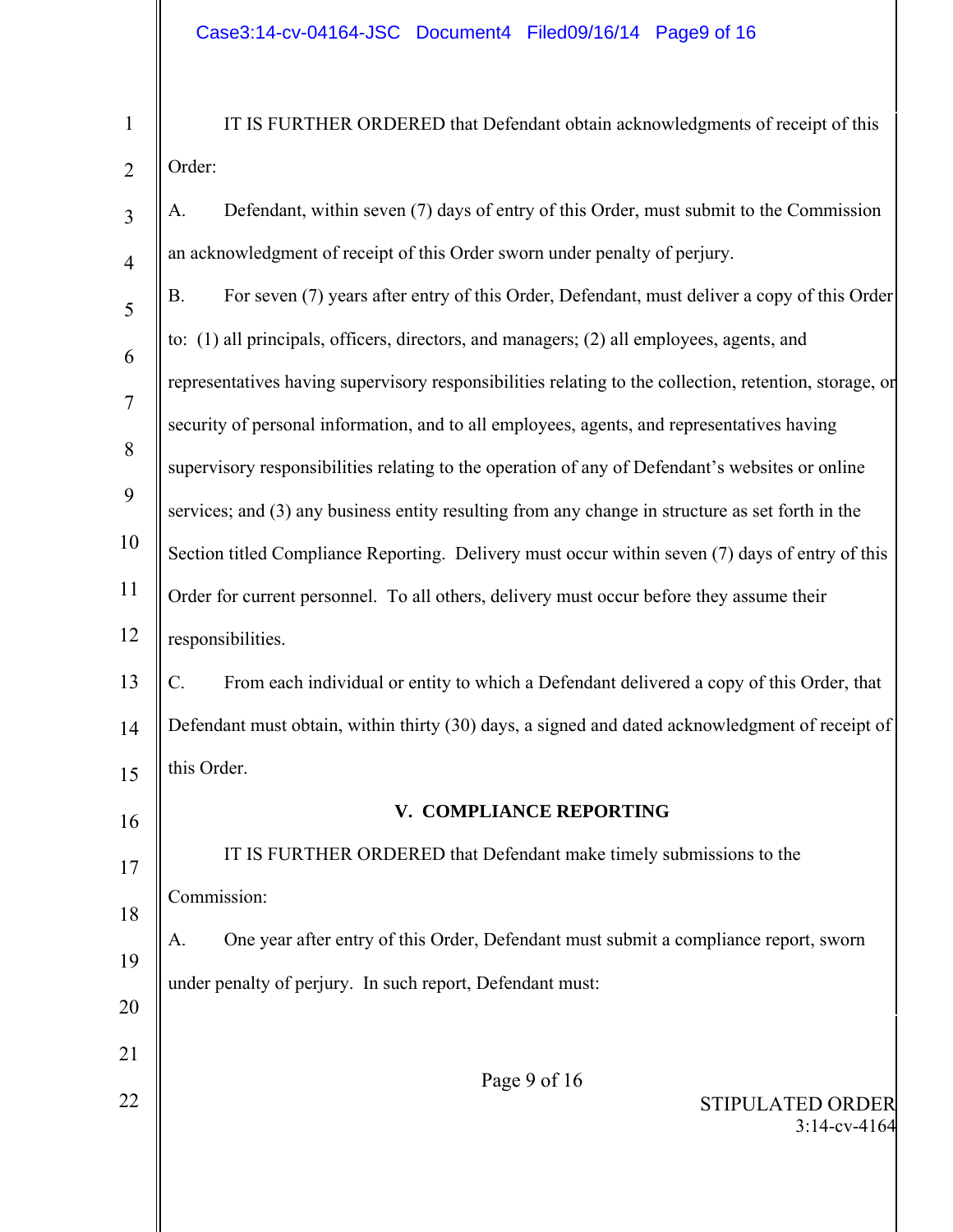IT IS FURTHER ORDERED that Defendant obtain acknowledgments of receipt of this Order:

A. Defendant, within seven (7) days of entry of this Order, must submit to the Commission an acknowledgment of receipt of this Order sworn under penalty of perjury.

B. For seven (7) years after entry of this Order, Defendant, must deliver a copy of this Order to: (1) all principals, officers, directors, and managers; (2) all employees, agents, and representatives having supervisory responsibilities relating to the collection, retention, storage, or security of personal information, and to all employees, agents, and representatives having supervisory responsibilities relating to the operation of any of Defendant's websites or online services; and (3) any business entity resulting from any change in structure as set forth in the Section titled Compliance Reporting. Delivery must occur within seven (7) days of entry of this Order for current personnel. To all others, delivery must occur before they assume their responsibilities.

C. From each individual or entity to which a Defendant delivered a copy of this Order, that Defendant must obtain, within thirty (30) days, a signed and dated acknowledgment of receipt of this Order.

## V. COMPLIANCE REPORTING

IT IS FURTHER ORDERED that Defendant make timely submissions to the Commission:

A. One year after entry of this Order, Defendant must submit a compliance report, sworn under penalty of perjury. In such report, Defendant must: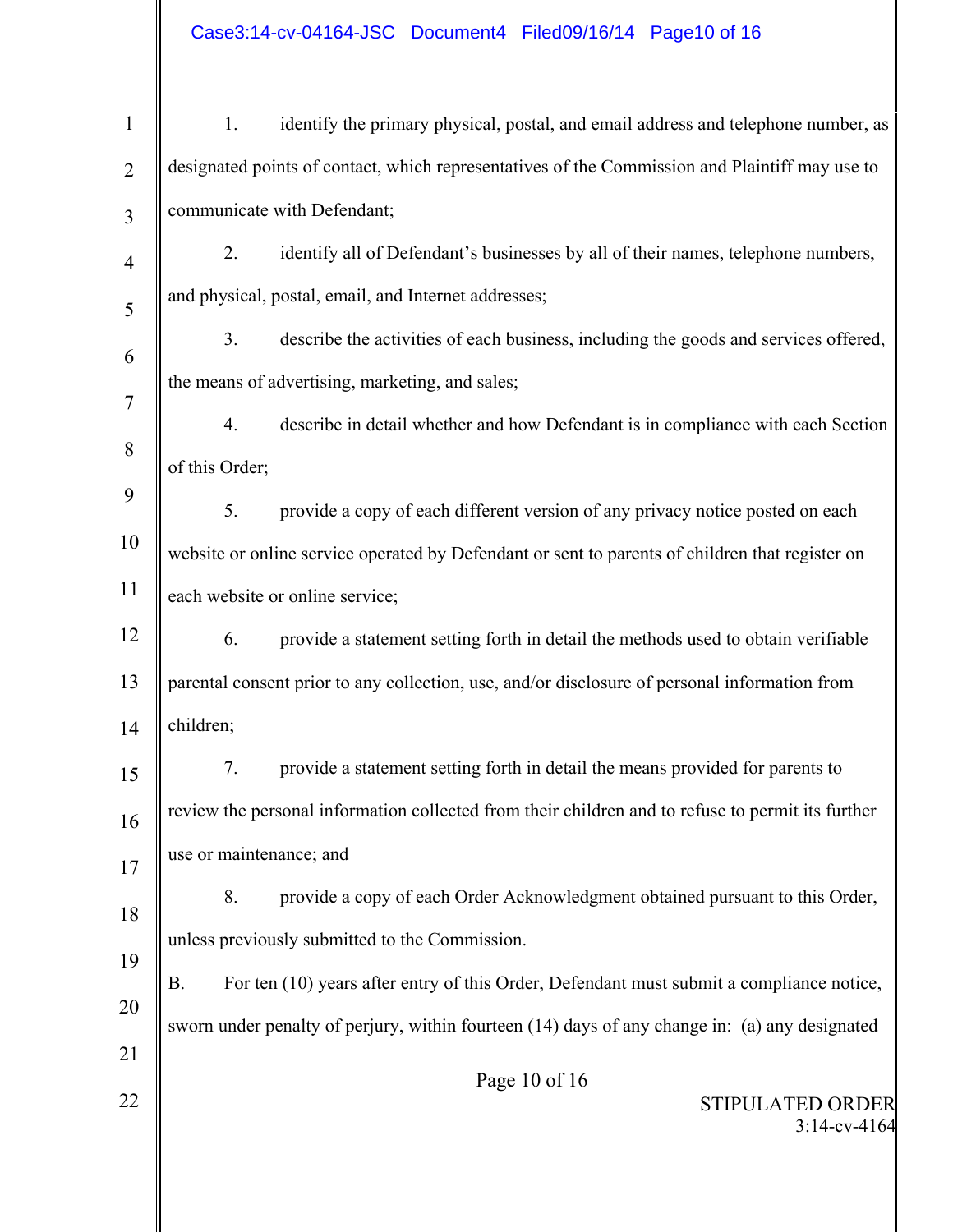1. identify the primary physical, postal, and email address and telephone number, as designated points of contact, which representatives of the Commission and Plaintiff may use to communicate with Defendant;

2. identify all of Defendant's businesses by all of their names, telephone numbers, and physical, postal, email, and Internet addresses;

3. describe the activities of each business, including the goods and services offered, the means of advertising, marketing, and sales;

4. describe in detail whether and how Defendant is in compliance with each Section of this Order;

5. provide a copy of each different version of any privacy notice posted on each website or online service operated by Defendant or sent to parents of children that register on each website or online service;

6. provide a statement setting forth in detail the methods used to obtain verifiable parental consent prior to any collection, use, and/or disclosure of personal information from children;

7. provide a statement setting forth in detail the means provided for parents to review the personal information collected from their children and to refuse to permit its further use or maintenance; and

8. provide a copy of each Order Acknowledgment obtained pursuant to this Order, unless previously submitted to the Commission.

B. For ten (10) years after entry of this Order, Defendant must submit a compliance notice, sworn under penalty of perjury, within fourteen (14) days of any change in: (a) any designated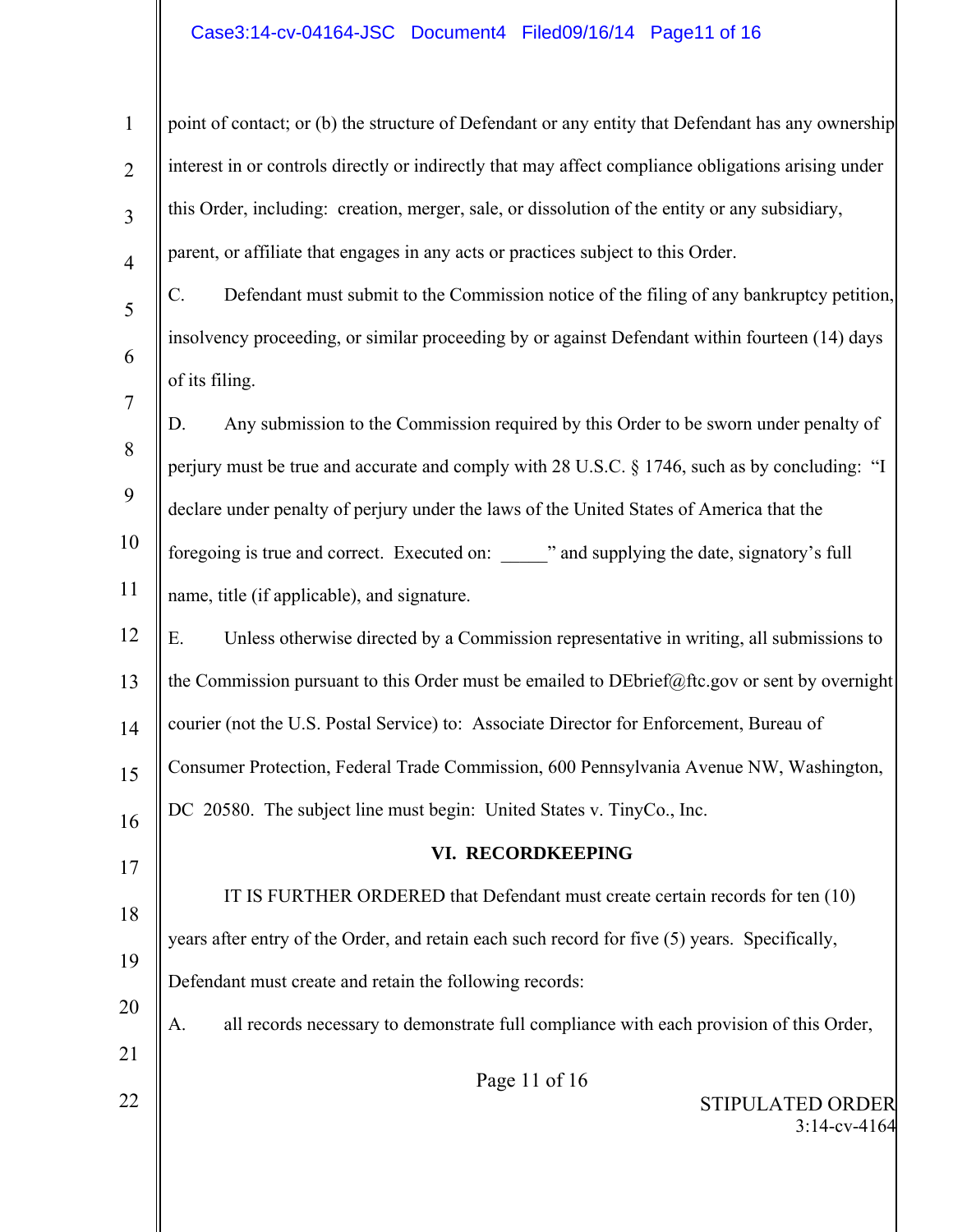point of contact; or (b) the structure of Defendant or any entity that Defendant has any ownership interest in or controls directly or indirectly that may affect compliance obligations arising under this Order, including: creation, merger, sale, or dissolution of the entity or any subsidiary, parent, or affiliate that engages in any acts or practices subject to this Order.

C. Defendant must submit to the Commission notice of the filing of any bankruptcy petition, insolvency proceeding, or similar proceeding by or against Defendant within fourteen (14) days of its filing.

D. Any submission to the Commission required by this Order to be sworn under penalty of perjury must be true and accurate and comply with 28 U.S.C. § 1746, such as by concluding: "I declare under penalty of perjury under the laws of the United States of America that the foregoing is true and correct. Executed on: _____" and supplying the date, signatory's full name, title (if applicable), and signature.

E. Unless otherwise directed by a Commission representative in writing, all submissions to the Commission pursuant to this Order must be emailed to DEbrief@ftc.gov or sent by overnight courier (not the U.S. Postal Service) to: Associate Director for Enforcement, Bureau of Consumer Protection, Federal Trade Commission, 600 Pennsylvania Avenue NW, Washington, DC 20580. The subject line must begin: United States v. TinyCo., Inc.

## VI. RECORDKEEPING

IT IS FURTHER ORDERED that Defendant must create certain records for ten (10) years after entry of the Order, and retain each such record for five (5) years. Specifically, Defendant must create and retain the following records:

A. all records necessary to demonstrate full compliance with each provision of this Order,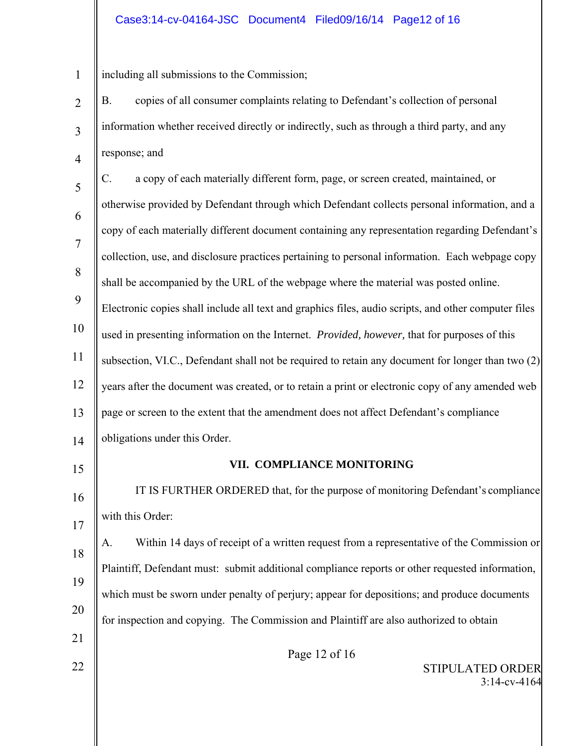including all submissions to the Commission;

B. copies of all consumer complaints relating to Defendant's collection of personal information whether received directly or indirectly, such as through a third party, and any response; and

C. a copy of each materially different form, page, or screen created, maintained, or otherwise provided by Defendant through which Defendant collects personal information, and a copy of each materially different document containing any representation regarding Defendant's collection, use, and disclosure practices pertaining to personal information. Each webpage copy shall be accompanied by the URL of the webpage where the material was posted online. Electronic copies shall include all text and graphics files, audio scripts, and other computer files used in presenting information on the Internet. *Provided, however,* that for purposes of this subsection, VI.C., Defendant shall not be required to retain any document for longer than two (2) years after the document was created, or to retain a print or electronic copy of any amended web page or screen to the extent that the amendment does not affect Defendant's compliance obligations under this Order.

## VII. COMPLIANCE MONITORING

IT IS FURTHER ORDERED that, for the purpose of monitoring Defendant's compliance with this Order:

A. Within 14 days of receipt of a written request from a representative of the Commission or Plaintiff, Defendant must: submit additional compliance reports or other requested information, which must be sworn under penalty of perjury; appear for depositions; and produce documents for inspection and copying. The Commission and Plaintiff are also authorized to obtain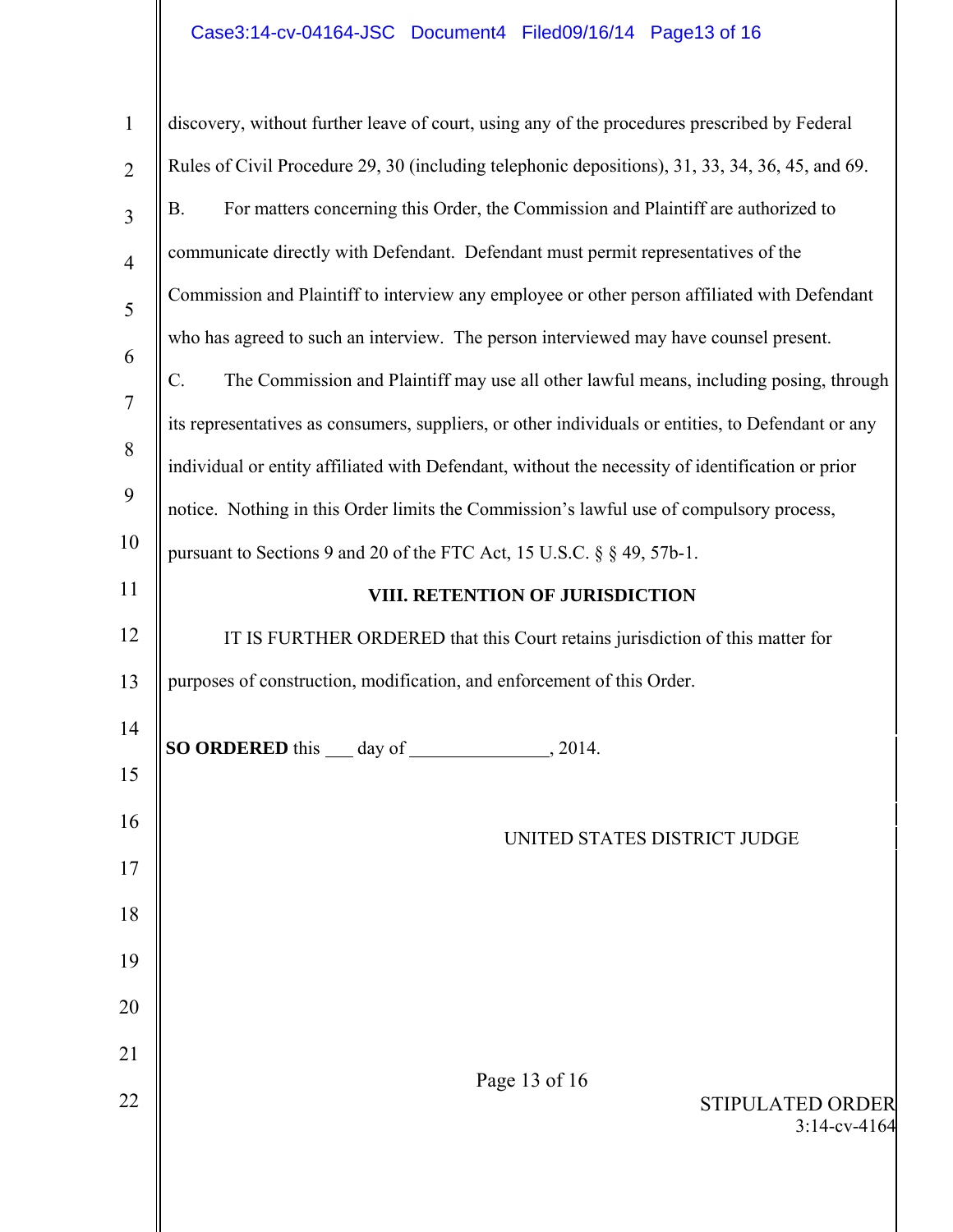discovery, without further leave of court, using any of the procedures prescribed by Federal Rules of Civil Procedure 29, 30 (including telephonic depositions), 31, 33, 34, 36, 45, and 69.

B. For matters concerning this Order, the Commission and Plaintiff are authorized to communicate directly with Defendant. Defendant must permit representatives of the Commission and Plaintiff to interview any employee or other person affiliated with Defendant who has agreed to such an interview. The person interviewed may have counsel present.

C. The Commission and Plaintiff may use all other lawful means, including posing, through its representatives as consumers, suppliers, or other individuals or entities, to Defendant or any individual or entity affiliated with Defendant, without the necessity of identification or prior notice. Nothing in this Order limits the Commission's lawful use of compulsory process, pursuant to Sections 9 and 20 of the FTC Act, 15 U.S.C. § § 49, 57b-1.

## VIII. RETENTION OF JURISDICTION

IT IS FURTHER ORDERED that this Court retains jurisdiction of this matter for purposes of construction, modification, and enforcement of this Order.

**SO ORDERED** this ___ day of _______________, 2014.

UNITED STATES DISTRICT JUDGE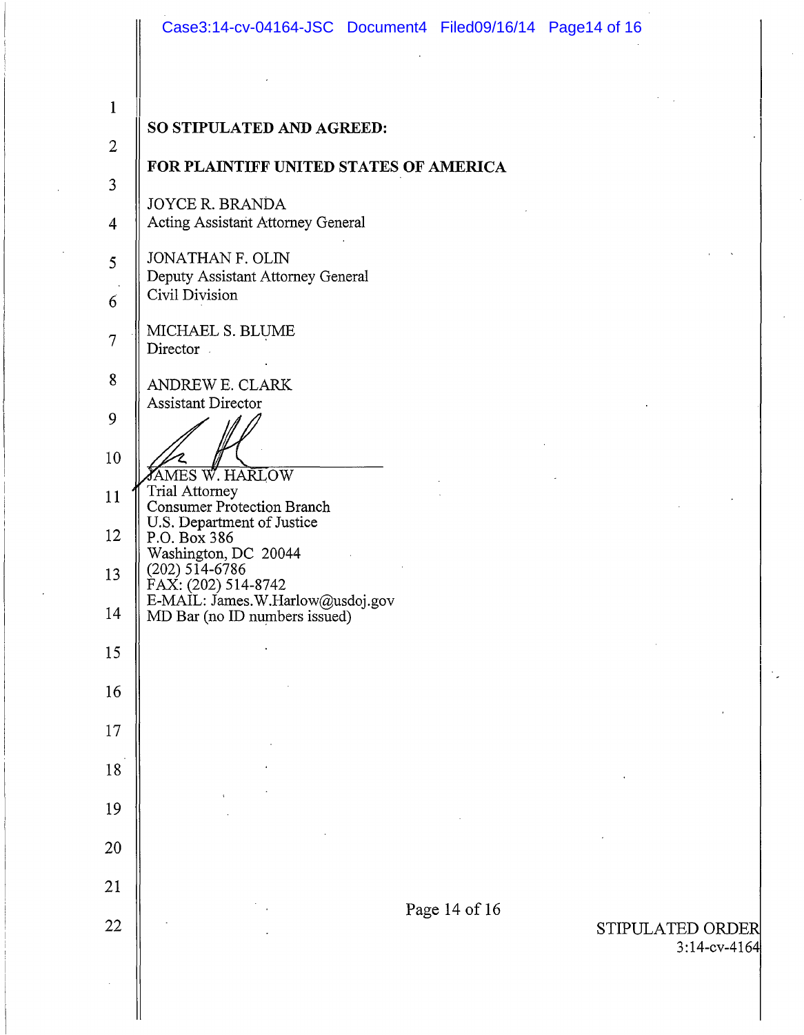**SO STIPULATED AND AGREED:**

**FOR PLAINTIFF UNITED STATES OF AMERICA**

JOYCE R. BRANDA
Acting Assistant Attorney General

JONATHAN F. OLIN
Deputy Assistant Attorney General
Civil Division

MICHAEL S. BLUME
Director

ANDREW E. CLARK
Assistant Director

JAMES W. HARLOW
Trial Attorney
Consumer Protection Branch
U.S. Department of Justice
P.O. Box 386
Washington, DC 20044
(202) 514-6786
FAX: (202) 514-8742
E-MAIL: James.W.Harlow@usdoj.gov
MD Bar (no ID numbers issued)

STIPULATED ORDER
3:14-cv-4164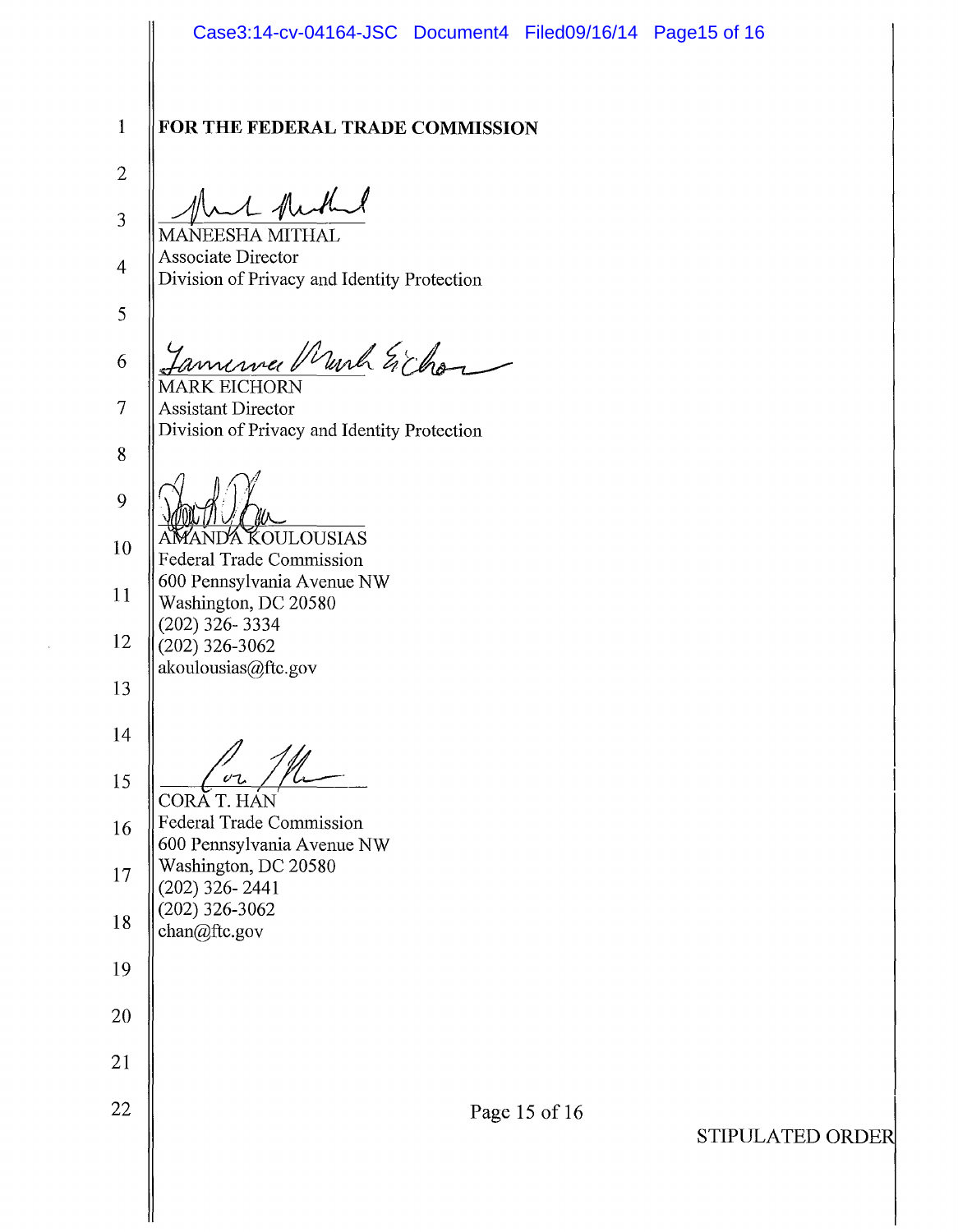**FOR THE FEDERAL TRADE COMMISSION**

MANEESHA MITHAL
Associate Director
Division of Privacy and Identity Protection

MARK EICHORN
Assistant Director
Division of Privacy and Identity Protection

AMANDA KOULOUSIAS
Federal Trade Commission
600 Pennsylvania Avenue NW
Washington, DC 20580
(202) 326- 3334
(202) 326-3062
akoulousias@ftc.gov

CORA T. HAN
Federal Trade Commission
600 Pennsylvania Avenue NW
Washington, DC 20580
(202) 326- 2441
(202) 326-3062
chan@ftc.gov

STIPULATED ORDER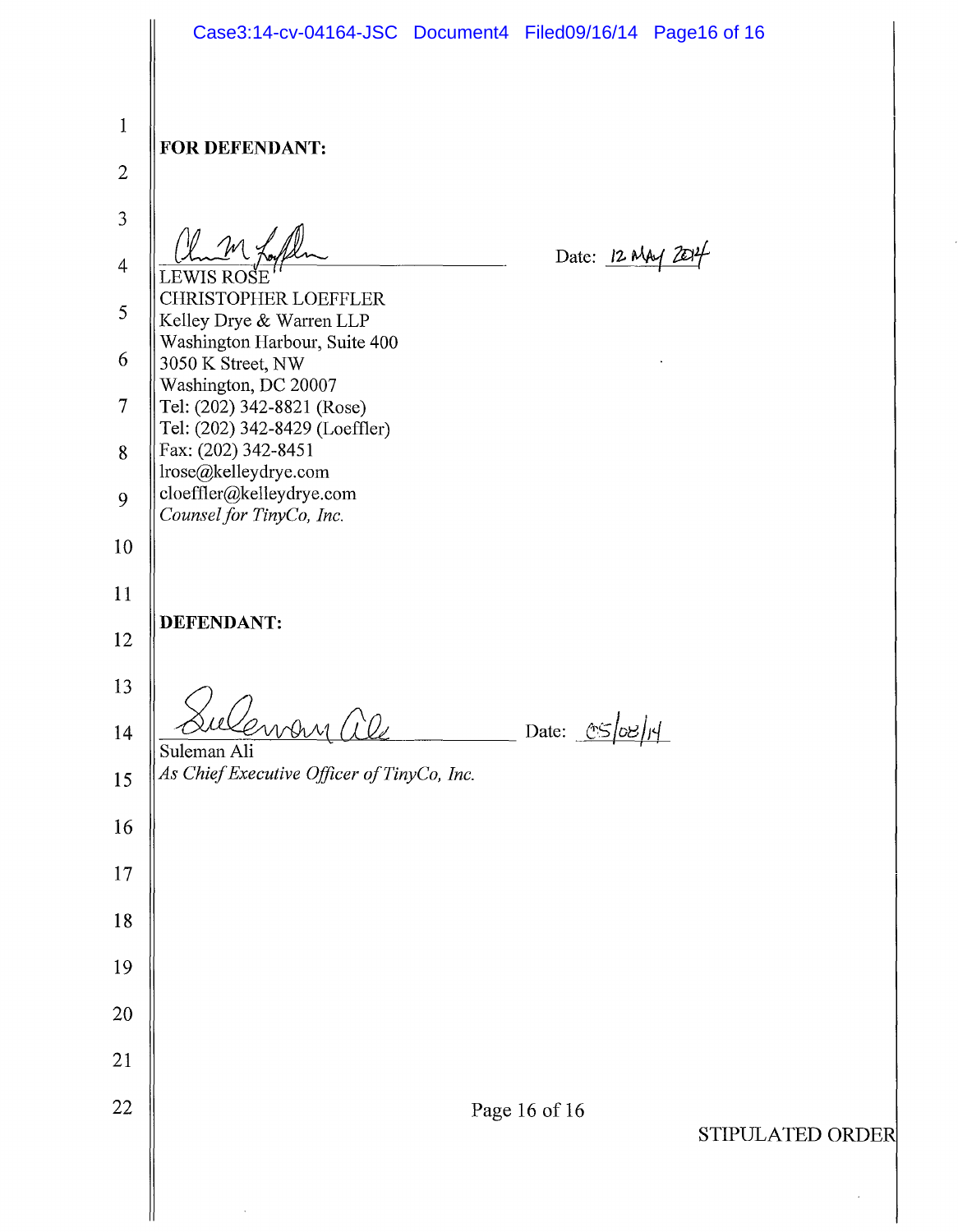**FOR DEFENDANT:**

_______________________________ Date: 12 MAY 2014

LEWIS ROSE
CHRISTOPHER LOEFFLER
Kelley Drye & Warren LLP
Washington Harbour, Suite 400
3050 K Street, NW
Washington, DC 20007
Tel: (202) 342-8821 (Rose)
Tel: (202) 342-8429 (Loeffler)
Fax: (202) 342-8451
lrose@kelleydrye.com
cloeffler@kelleydrye.com
*Counsel for TinyCo, Inc.*

**DEFENDANT:**

_______________________________ Date: 05/08/14

Suleman Ali
*As Chief Executive Officer of TinyCo, Inc.*

STIPULATED ORDER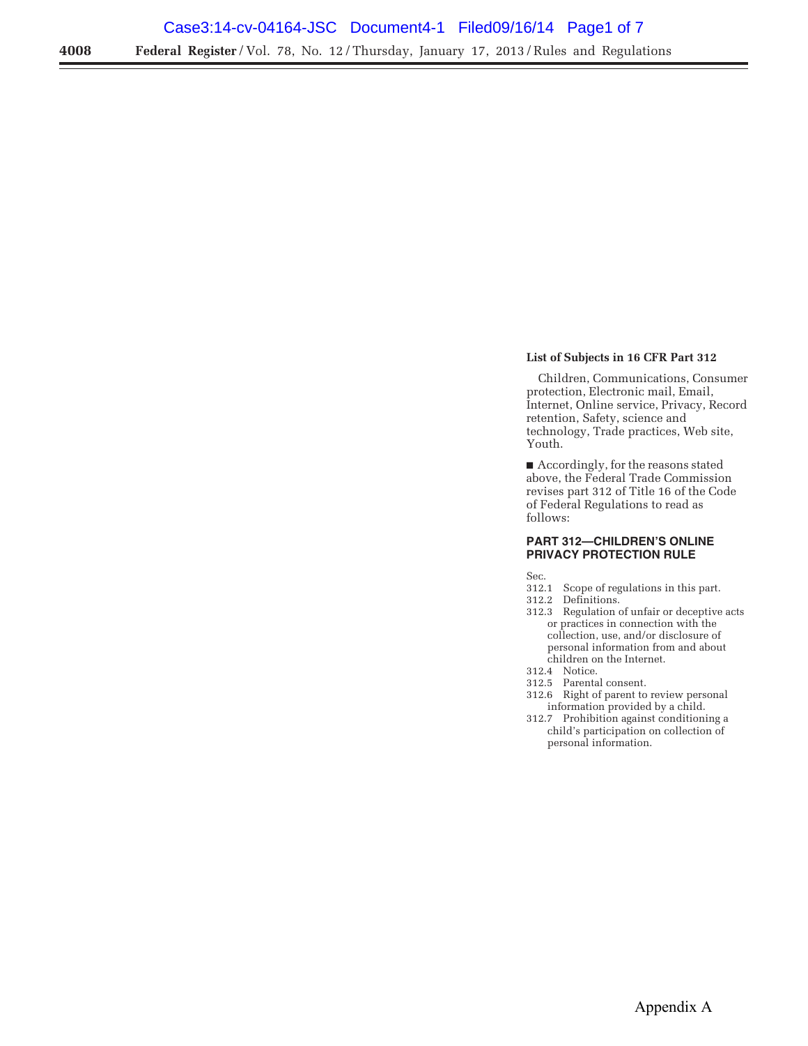### List of Subjects in 16 CFR Part 312

Children, Communications, Consumer protection, Electronic mail, Email, Internet, Online service, Privacy, Record retention, Safety, science and technology, Trade practices, Web site, Youth.

■ Accordingly, for the reasons stated above, the Federal Trade Commission revises part 312 of Title 16 of the Code of Federal Regulations to read as follows:

## PART 312—CHILDREN'S ONLINE PRIVACY PROTECTION RULE

Sec.
312.1 Scope of regulations in this part.
312.2 Definitions.
312.3 Regulation of unfair or deceptive acts or practices in connection with the collection, use, and/or disclosure of personal information from and about children on the Internet.
312.4 Notice.
312.5 Parental consent.
312.6 Right of parent to review personal information provided by a child.
312.7 Prohibition against conditioning a child's participation on collection of personal information.

Appendix A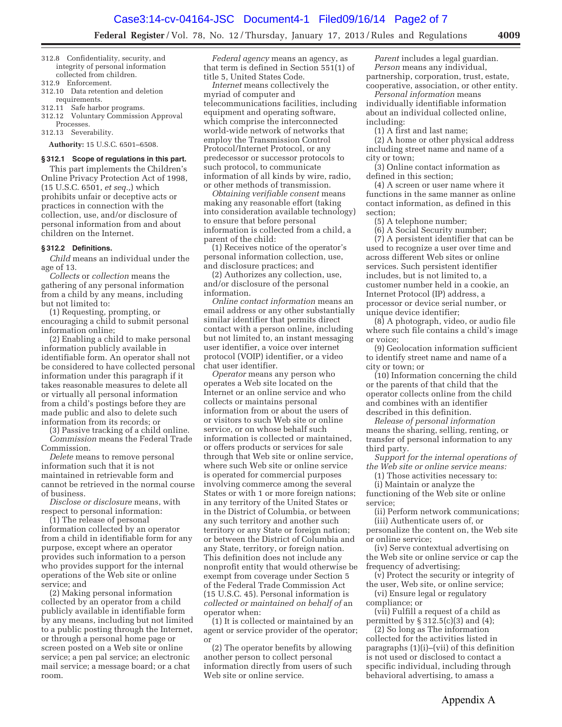312.8 Confidentiality, security, and integrity of personal information collected from children.
312.9 Enforcement.
312.10 Data retention and deletion requirements.
312.11 Safe harbor programs.
312.12 Voluntary Commission Approval Processes.
312.13 Severability.

**Authority:** 15 U.S.C. 6501–6508.

### § 312.1 Scope of regulations in this part.

This part implements the Children's Online Privacy Protection Act of 1998, (15 U.S.C. 6501, *et seq.*,) which prohibits unfair or deceptive acts or practices in connection with the collection, use, and/or disclosure of personal information from and about children on the Internet.

### § 312.2 Definitions.

*Child* means an individual under the age of 13.

*Collects* or *collection* means the gathering of any personal information from a child by any means, including but not limited to:

(1) Requesting, prompting, or encouraging a child to submit personal information online;

(2) Enabling a child to make personal information publicly available in identifiable form. An operator shall not be considered to have collected personal information under this paragraph if it takes reasonable measures to delete all or virtually all personal information from a child's postings before they are made public and also to delete such information from its records; or

(3) Passive tracking of a child online.

*Commission* means the Federal Trade Commission.

*Delete* means to remove personal information such that it is not maintained in retrievable form and cannot be retrieved in the normal course of business.

*Disclose or disclosure* means, with respect to personal information:

(1) The release of personal information collected by an operator from a child in identifiable form for any purpose, except where an operator provides such information to a person who provides support for the internal operations of the Web site or online service; and

(2) Making personal information collected by an operator from a child publicly available in identifiable form by any means, including but not limited to a public posting through the Internet, or through a personal home page or screen posted on a Web site or online service; a pen pal service; an electronic mail service; a message board; or a chat room.

*Federal agency* means an agency, as that term is defined in Section 551(1) of title 5, United States Code.

*Internet* means collectively the myriad of computer and telecommunications facilities, including equipment and operating software, which comprise the interconnected world-wide network of networks that employ the Transmission Control Protocol/Internet Protocol, or any predecessor or successor protocols to such protocol, to communicate information of all kinds by wire, radio, or other methods of transmission.

*Obtaining verifiable consent* means making any reasonable effort (taking into consideration available technology) to ensure that before personal information is collected from a child, a parent of the child:

(1) Receives notice of the operator's personal information collection, use, and disclosure practices; and

(2) Authorizes any collection, use, and/or disclosure of the personal information.

*Online contact information* means an email address or any other substantially similar identifier that permits direct contact with a person online, including but not limited to, an instant messaging user identifier, a voice over internet protocol (VOIP) identifier, or a video chat user identifier.

*Operator* means any person who operates a Web site located on the Internet or an online service and who collects or maintains personal information from or about the users of or visitors to such Web site or online service, or on whose behalf such information is collected or maintained, or offers products or services for sale through that Web site or online service, where such Web site or online service is operated for commercial purposes involving commerce among the several States or with 1 or more foreign nations; in any territory of the United States or in the District of Columbia, or between any such territory and another such territory or any State or foreign nation; or between the District of Columbia and any State, territory, or foreign nation. This definition does not include any nonprofit entity that would otherwise be exempt from coverage under Section 5 of the Federal Trade Commission Act (15 U.S.C. 45). Personal information is *collected or maintained on behalf of* an operator when:

(1) It is collected or maintained by an agent or service provider of the operator; or

(2) The operator benefits by allowing another person to collect personal information directly from users of such Web site or online service.

*Parent* includes a legal guardian.

*Person* means any individual, partnership, corporation, trust, estate, cooperative, association, or other entity.

*Personal information* means individually identifiable information about an individual collected online, including:

(1) A first and last name;

(2) A home or other physical address including street name and name of a city or town;

(3) Online contact information as defined in this section;

(4) A screen or user name where it functions in the same manner as online contact information, as defined in this section;

(5) A telephone number;

(6) A Social Security number;

(7) A persistent identifier that can be used to recognize a user over time and across different Web sites or online services. Such persistent identifier includes, but is not limited to, a customer number held in a cookie, an Internet Protocol (IP) address, a processor or device serial number, or unique device identifier;

(8) A photograph, video, or audio file where such file contains a child's image or voice;

(9) Geolocation information sufficient to identify street name and name of a city or town; or

(10) Information concerning the child or the parents of that child that the operator collects online from the child and combines with an identifier described in this definition.

*Release of personal information* means the sharing, selling, renting, or transfer of personal information to any third party.

*Support for the internal operations of the Web site or online service means:*

(1) Those activities necessary to:

(i) Maintain or analyze the functioning of the Web site or online service;

(ii) Perform network communications;

(iii) Authenticate users of, or personalize the content on, the Web site or online service;

(iv) Serve contextual advertising on the Web site or online service or cap the frequency of advertising;

(v) Protect the security or integrity of the user, Web site, or online service;

(vi) Ensure legal or regulatory compliance; or

(vii) Fulfill a request of a child as permitted by § 312.5(c)(3) and (4);

(2) So long as The information collected for the activities listed in paragraphs (1)(i)–(vii) of this definition is not used or disclosed to contact a specific individual, including through behavioral advertising, to amass a

Appendix A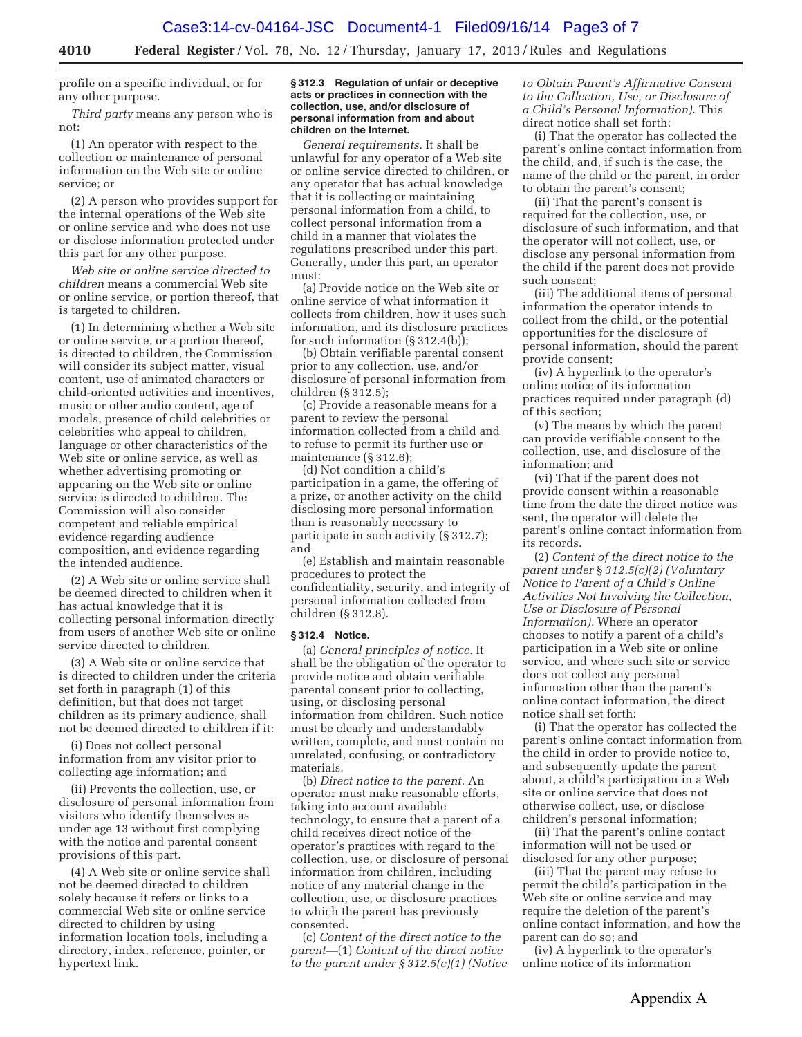profile on a specific individual, or for any other purpose.

*Third party* means any person who is not:

(1) An operator with respect to the collection or maintenance of personal information on the Web site or online service; or

(2) A person who provides support for the internal operations of the Web site or online service and who does not use or disclose information protected under this part for any other purpose.

*Web site or online service directed to children* means a commercial Web site or online service, or portion thereof, that is targeted to children.

(1) In determining whether a Web site or online service, or a portion thereof, is directed to children, the Commission will consider its subject matter, visual content, use of animated characters or child-oriented activities and incentives, music or other audio content, age of models, presence of child celebrities or celebrities who appeal to children, language or other characteristics of the Web site or online service, as well as whether advertising promoting or appearing on the Web site or online service is directed to children. The Commission will also consider competent and reliable empirical evidence regarding audience composition, and evidence regarding the intended audience.

(2) A Web site or online service shall be deemed directed to children when it has actual knowledge that it is collecting personal information directly from users of another Web site or online service directed to children.

(3) A Web site or online service that is directed to children under the criteria set forth in paragraph (1) of this definition, but that does not target children as its primary audience, shall not be deemed directed to children if it:

(i) Does not collect personal information from any visitor prior to collecting age information; and

(ii) Prevents the collection, use, or disclosure of personal information from visitors who identify themselves as under age 13 without first complying with the notice and parental consent provisions of this part.

(4) A Web site or online service shall not be deemed directed to children solely because it refers or links to a commercial Web site or online service directed to children by using information location tools, including a directory, index, reference, pointer, or hypertext link.

**§ 312.3 Regulation of unfair or deceptive acts or practices in connection with the collection, use, and/or disclosure of personal information from and about children on the Internet.**

*General requirements.* It shall be unlawful for any operator of a Web site or online service directed to children, or any operator that has actual knowledge that it is collecting or maintaining personal information from a child, to collect personal information from a child in a manner that violates the regulations prescribed under this part. Generally, under this part, an operator must:

(a) Provide notice on the Web site or online service of what information it collects from children, how it uses such information, and its disclosure practices for such information (§ 312.4(b));

(b) Obtain verifiable parental consent prior to any collection, use, and/or disclosure of personal information from children (§ 312.5);

(c) Provide a reasonable means for a parent to review the personal information collected from a child and to refuse to permit its further use or maintenance (§ 312.6);

(d) Not condition a child's participation in a game, the offering of a prize, or another activity on the child disclosing more personal information than is reasonably necessary to participate in such activity (§ 312.7); and

(e) Establish and maintain reasonable procedures to protect the confidentiality, security, and integrity of personal information collected from children (§ 312.8).

**§ 312.4 Notice.**

(a) *General principles of notice.* It shall be the obligation of the operator to provide notice and obtain verifiable parental consent prior to collecting, using, or disclosing personal information from children. Such notice must be clearly and understandably written, complete, and must contain no unrelated, confusing, or contradictory materials.

(b) *Direct notice to the parent.* An operator must make reasonable efforts, taking into account available technology, to ensure that a parent of a child receives direct notice of the operator's practices with regard to the collection, use, or disclosure of personal information from children, including notice of any material change in the collection, use, or disclosure practices to which the parent has previously consented.

(c) *Content of the direct notice to the parent*—(1) *Content of the direct notice to the parent under § 312.5(c)(1) (Notice to Obtain Parent's Affirmative Consent to the Collection, Use, or Disclosure of a Child's Personal Information).* This direct notice shall set forth:

(i) That the operator has collected the parent's online contact information from the child, and, if such is the case, the name of the child or the parent, in order to obtain the parent's consent;

(ii) That the parent's consent is required for the collection, use, or disclosure of such information, and that the operator will not collect, use, or disclose any personal information from the child if the parent does not provide such consent;

(iii) The additional items of personal information the operator intends to collect from the child, or the potential opportunities for the disclosure of personal information, should the parent provide consent;

(iv) A hyperlink to the operator's online notice of its information practices required under paragraph (d) of this section;

(v) The means by which the parent can provide verifiable consent to the collection, use, and disclosure of the information; and

(vi) That if the parent does not provide consent within a reasonable time from the date the direct notice was sent, the operator will delete the parent's online contact information from its records.

(2) *Content of the direct notice to the parent under § 312.5(c)(2) (Voluntary Notice to Parent of a Child's Online Activities Not Involving the Collection, Use or Disclosure of Personal Information).* Where an operator chooses to notify a parent of a child's participation in a Web site or online service, and where such site or service does not collect any personal information other than the parent's online contact information, the direct notice shall set forth:

(i) That the operator has collected the parent's online contact information from the child in order to provide notice to, and subsequently update the parent about, a child's participation in a Web site or online service that does not otherwise collect, use, or disclose children's personal information;

(ii) That the parent's online contact information will not be used or disclosed for any other purpose;

(iii) That the parent may refuse to permit the child's participation in the Web site or online service and may require the deletion of the parent's online contact information, and how the parent can do so; and

(iv) A hyperlink to the operator's online notice of its information

Appendix A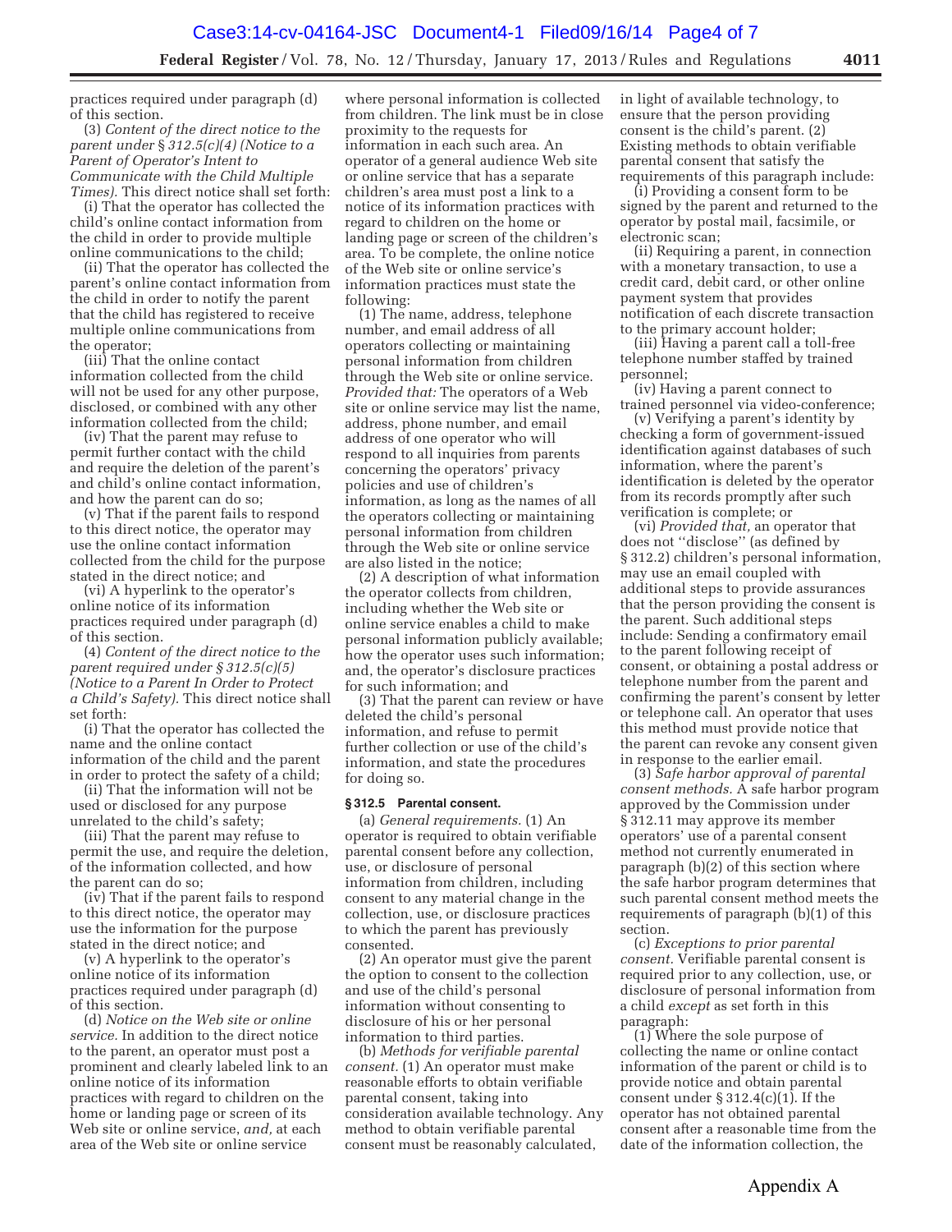practices required under paragraph (d) of this section.

(3) *Content of the direct notice to the parent under § 312.5(c)(4) (Notice to a Parent of Operator's Intent to Communicate with the Child Multiple Times).* This direct notice shall set forth:

(i) That the operator has collected the child's online contact information from the child in order to provide multiple online communications to the child;

(ii) That the operator has collected the parent's online contact information from the child in order to notify the parent that the child has registered to receive multiple online communications from the operator;

(iii) That the online contact information collected from the child will not be used for any other purpose, disclosed, or combined with any other information collected from the child;

(iv) That the parent may refuse to permit further contact with the child and require the deletion of the parent's and child's online contact information, and how the parent can do so;

(v) That if the parent fails to respond to this direct notice, the operator may use the online contact information collected from the child for the purpose stated in the direct notice; and

(vi) A hyperlink to the operator's online notice of its information practices required under paragraph (d) of this section.

(4) *Content of the direct notice to the parent required under § 312.5(c)(5) (Notice to a Parent In Order to Protect a Child's Safety).* This direct notice shall set forth:

(i) That the operator has collected the name and the online contact information of the child and the parent in order to protect the safety of a child;

(ii) That the information will not be used or disclosed for any purpose unrelated to the child's safety;

(iii) That the parent may refuse to permit the use, and require the deletion, of the information collected, and how the parent can do so;

(iv) That if the parent fails to respond to this direct notice, the operator may use the information for the purpose stated in the direct notice; and

(v) A hyperlink to the operator's online notice of its information practices required under paragraph (d) of this section.

(d) *Notice on the Web site or online service.* In addition to the direct notice to the parent, an operator must post a prominent and clearly labeled link to an online notice of its information practices with regard to children on the home or landing page or screen of its Web site or online service, *and,* at each area of the Web site or online service where personal information is collected from children. The link must be in close proximity to the requests for information in each such area. An operator of a general audience Web site or online service that has a separate children's area must post a link to a notice of its information practices with regard to children on the home or landing page or screen of the children's area. To be complete, the online notice of the Web site or online service's information practices must state the following:

(1) The name, address, telephone number, and email address of all operators collecting or maintaining personal information from children through the Web site or online service. *Provided that:* The operators of a Web site or online service may list the name, address, phone number, and email address of one operator who will respond to all inquiries from parents concerning the operators' privacy policies and use of children's information, as long as the names of all the operators collecting or maintaining personal information from children through the Web site or online service are also listed in the notice;

(2) A description of what information the operator collects from children, including whether the Web site or online service enables a child to make personal information publicly available; how the operator uses such information; and, the operator's disclosure practices for such information; and

(3) That the parent can review or have deleted the child's personal information, and refuse to permit further collection or use of the child's information, and state the procedures for doing so.

### § 312.5 Parental consent.

(a) *General requirements.* (1) An operator is required to obtain verifiable parental consent before any collection, use, or disclosure of personal information from children, including consent to any material change in the collection, use, or disclosure practices to which the parent has previously consented.

(2) An operator must give the parent the option to consent to the collection and use of the child's personal information without consenting to disclosure of his or her personal information to third parties.

(b) *Methods for verifiable parental consent.* (1) An operator must make reasonable efforts to obtain verifiable parental consent, taking into consideration available technology. Any method to obtain verifiable parental consent must be reasonably calculated, in light of available technology, to ensure that the person providing consent is the child's parent. (2) Existing methods to obtain verifiable parental consent that satisfy the requirements of this paragraph include:

(i) Providing a consent form to be signed by the parent and returned to the operator by postal mail, facsimile, or electronic scan;

(ii) Requiring a parent, in connection with a monetary transaction, to use a credit card, debit card, or other online payment system that provides notification of each discrete transaction to the primary account holder;

(iii) Having a parent call a toll-free telephone number staffed by trained personnel;

(iv) Having a parent connect to trained personnel via video-conference;

(v) Verifying a parent's identity by checking a form of government-issued identification against databases of such information, where the parent's identification is deleted by the operator from its records promptly after such verification is complete; or

(vi) *Provided that,* an operator that does not "disclose" (as defined by § 312.2) children's personal information, may use an email coupled with additional steps to provide assurances that the person providing the consent is the parent. Such additional steps include: Sending a confirmatory email to the parent following receipt of consent, or obtaining a postal address or telephone number from the parent and confirming the parent's consent by letter or telephone call. An operator that uses this method must provide notice that the parent can revoke any consent given in response to the earlier email.

(3) *Safe harbor approval of parental consent methods.* A safe harbor program approved by the Commission under § 312.11 may approve its member operators' use of a parental consent method not currently enumerated in paragraph (b)(2) of this section where the safe harbor program determines that such parental consent method meets the requirements of paragraph (b)(1) of this section.

(c) *Exceptions to prior parental consent.* Verifiable parental consent is required prior to any collection, use, or disclosure of personal information from a child *except* as set forth in this paragraph:

(1) Where the sole purpose of collecting the name or online contact information of the parent or child is to provide notice and obtain parental consent under § 312.4(c)(1). If the operator has not obtained parental consent after a reasonable time from the date of the information collection, the

Appendix A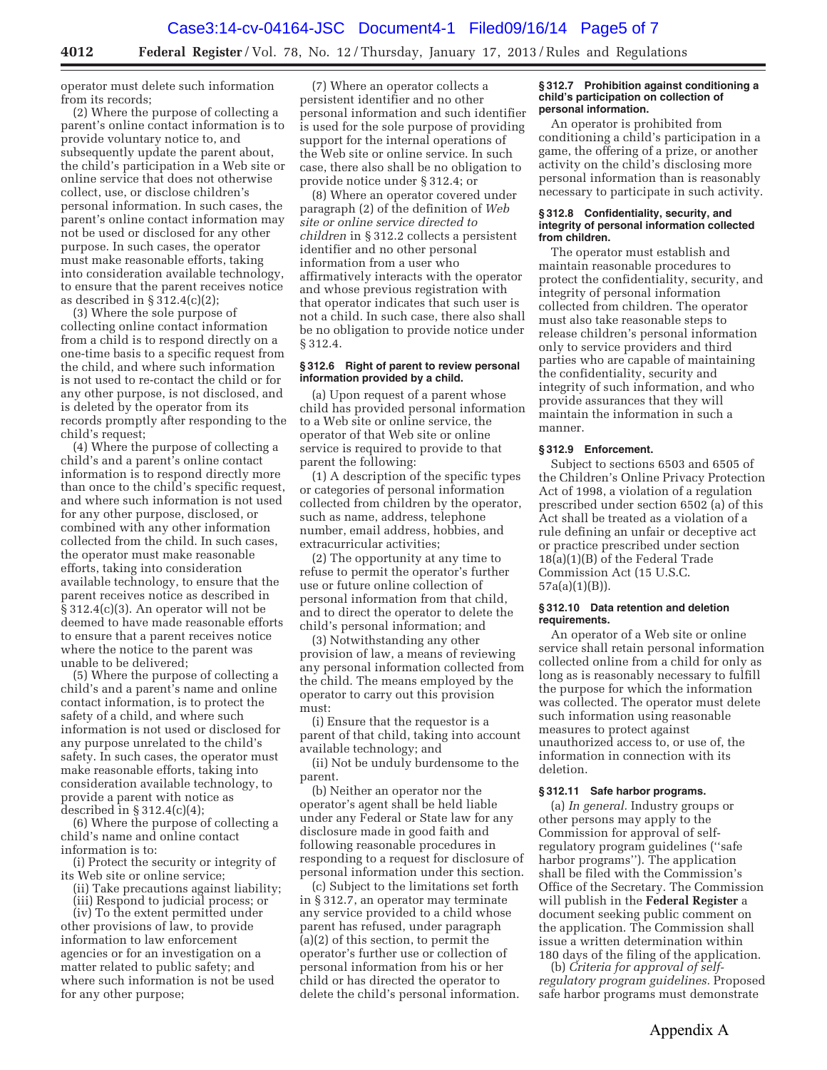operator must delete such information from its records;

(2) Where the purpose of collecting a parent's online contact information is to provide voluntary notice to, and subsequently update the parent about, the child's participation in a Web site or online service that does not otherwise collect, use, or disclose children's personal information. In such cases, the parent's online contact information may not be used or disclosed for any other purpose. In such cases, the operator must make reasonable efforts, taking into consideration available technology, to ensure that the parent receives notice as described in § 312.4(c)(2);

(3) Where the sole purpose of collecting online contact information from a child is to respond directly on a one-time basis to a specific request from the child, and where such information is not used to re-contact the child or for any other purpose, is not disclosed, and is deleted by the operator from its records promptly after responding to the child's request;

(4) Where the purpose of collecting a child's and a parent's online contact information is to respond directly more than once to the child's specific request, and where such information is not used for any other purpose, disclosed, or combined with any other information collected from the child. In such cases, the operator must make reasonable efforts, taking into consideration available technology, to ensure that the parent receives notice as described in § 312.4(c)(3). An operator will not be deemed to have made reasonable efforts to ensure that a parent receives notice where the notice to the parent was unable to be delivered;

(5) Where the purpose of collecting a child's and a parent's name and online contact information, is to protect the safety of a child, and where such information is not used or disclosed for any purpose unrelated to the child's safety. In such cases, the operator must make reasonable efforts, taking into consideration available technology, to provide a parent with notice as described in § 312.4(c)(4);

(6) Where the purpose of collecting a child's name and online contact information is to:

(i) Protect the security or integrity of its Web site or online service;

(ii) Take precautions against liability;

(iii) Respond to judicial process; or

(iv) To the extent permitted under other provisions of law, to provide information to law enforcement agencies or for an investigation on a matter related to public safety; and where such information is not be used for any other purpose;

(7) Where an operator collects a persistent identifier and no other personal information and such identifier is used for the sole purpose of providing support for the internal operations of the Web site or online service. In such case, there also shall be no obligation to provide notice under § 312.4; or

(8) Where an operator covered under paragraph (2) of the definition of *Web site or online service directed to children* in § 312.2 collects a persistent identifier and no other personal information from a user who affirmatively interacts with the operator and whose previous registration with that operator indicates that such user is not a child. In such case, there also shall be no obligation to provide notice under § 312.4.

### § 312.6 Right of parent to review personal information provided by a child.

(a) Upon request of a parent whose child has provided personal information to a Web site or online service, the operator of that Web site or online service is required to provide to that parent the following:

(1) A description of the specific types or categories of personal information collected from children by the operator, such as name, address, telephone number, email address, hobbies, and extracurricular activities;

(2) The opportunity at any time to refuse to permit the operator's further use or future online collection of personal information from that child, and to direct the operator to delete the child's personal information; and

(3) Notwithstanding any other provision of law, a means of reviewing any personal information collected from the child. The means employed by the operator to carry out this provision must:

(i) Ensure that the requestor is a parent of that child, taking into account available technology; and

(ii) Not be unduly burdensome to the parent.

(b) Neither an operator nor the operator's agent shall be held liable under any Federal or State law for any disclosure made in good faith and following reasonable procedures in responding to a request for disclosure of personal information under this section.

(c) Subject to the limitations set forth in § 312.7, an operator may terminate any service provided to a child whose parent has refused, under paragraph (a)(2) of this section, to permit the operator's further use or collection of personal information from his or her child or has directed the operator to delete the child's personal information.

### § 312.7 Prohibition against conditioning a child's participation on collection of personal information.

An operator is prohibited from conditioning a child's participation in a game, the offering of a prize, or another activity on the child's disclosing more personal information than is reasonably necessary to participate in such activity.

### § 312.8 Confidentiality, security, and integrity of personal information collected from children.

The operator must establish and maintain reasonable procedures to protect the confidentiality, security, and integrity of personal information collected from children. The operator must also take reasonable steps to release children's personal information only to service providers and third parties who are capable of maintaining the confidentiality, security and integrity of such information, and who provide assurances that they will maintain the information in such a manner.

### § 312.9 Enforcement.

Subject to sections 6503 and 6505 of the Children's Online Privacy Protection Act of 1998, a violation of a regulation prescribed under section 6502 (a) of this Act shall be treated as a violation of a rule defining an unfair or deceptive act or practice prescribed under section 18(a)(1)(B) of the Federal Trade Commission Act (15 U.S.C. 57a(a)(1)(B)).

### § 312.10 Data retention and deletion requirements.

An operator of a Web site or online service shall retain personal information collected online from a child for only as long as is reasonably necessary to fulfill the purpose for which the information was collected. The operator must delete such information using reasonable measures to protect against unauthorized access to, or use of, the information in connection with its deletion.

### § 312.11 Safe harbor programs.

(a) *In general.* Industry groups or other persons may apply to the Commission for approval of self-regulatory program guidelines (''safe harbor programs''). The application shall be filed with the Commission's Office of the Secretary. The Commission will publish in the **Federal Register** a document seeking public comment on the application. The Commission shall issue a written determination within 180 days of the filing of the application.

(b) *Criteria for approval of self-regulatory program guidelines.* Proposed safe harbor programs must demonstrate

Appendix A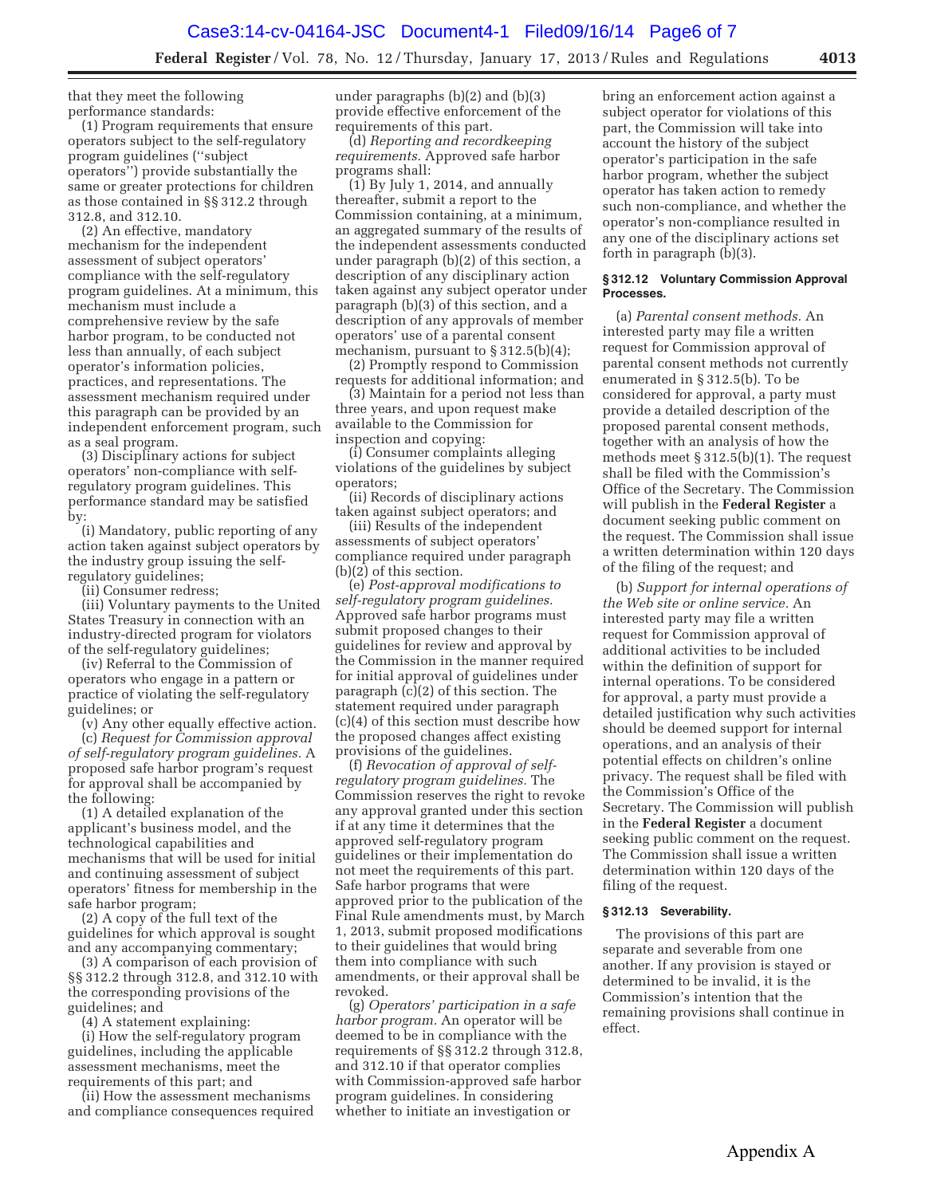that they meet the following performance standards:

(1) Program requirements that ensure operators subject to the self-regulatory program guidelines (''subject operators'') provide substantially the same or greater protections for children as those contained in §§ 312.2 through 312.8, and 312.10.

(2) An effective, mandatory mechanism for the independent assessment of subject operators' compliance with the self-regulatory program guidelines. At a minimum, this mechanism must include a comprehensive review by the safe harbor program, to be conducted not less than annually, of each subject operator's information policies, practices, and representations. The assessment mechanism required under this paragraph can be provided by an independent enforcement program, such as a seal program.

(3) Disciplinary actions for subject operators' non-compliance with self-regulatory program guidelines. This performance standard may be satisfied by:

(i) Mandatory, public reporting of any action taken against subject operators by the industry group issuing the self-regulatory guidelines;

(ii) Consumer redress;

(iii) Voluntary payments to the United States Treasury in connection with an industry-directed program for violators of the self-regulatory guidelines;

(iv) Referral to the Commission of operators who engage in a pattern or practice of violating the self-regulatory guidelines; or

(v) Any other equally effective action.

(c) *Request for Commission approval of self-regulatory program guidelines.* A proposed safe harbor program's request for approval shall be accompanied by the following:

(1) A detailed explanation of the applicant's business model, and the technological capabilities and mechanisms that will be used for initial and continuing assessment of subject operators' fitness for membership in the safe harbor program;

(2) A copy of the full text of the guidelines for which approval is sought and any accompanying commentary;

(3) A comparison of each provision of §§ 312.2 through 312.8, and 312.10 with the corresponding provisions of the guidelines; and

(4) A statement explaining:

(i) How the self-regulatory program guidelines, including the applicable assessment mechanisms, meet the requirements of this part; and

(ii) How the assessment mechanisms and compliance consequences required under paragraphs (b)(2) and (b)(3) provide effective enforcement of the requirements of this part.

(d) *Reporting and recordkeeping requirements.* Approved safe harbor programs shall:

(1) By July 1, 2014, and annually thereafter, submit a report to the Commission containing, at a minimum, an aggregated summary of the results of the independent assessments conducted under paragraph (b)(2) of this section, a description of any disciplinary action taken against any subject operator under paragraph (b)(3) of this section, and a description of any approvals of member operators' use of a parental consent mechanism, pursuant to § 312.5(b)(4);

(2) Promptly respond to Commission requests for additional information; and

(3) Maintain for a period not less than three years, and upon request make available to the Commission for inspection and copying:

(i) Consumer complaints alleging violations of the guidelines by subject operators;

(ii) Records of disciplinary actions taken against subject operators; and

(iii) Results of the independent assessments of subject operators' compliance required under paragraph (b)(2) of this section.

(e) *Post-approval modifications to self-regulatory program guidelines.* Approved safe harbor programs must submit proposed changes to their guidelines for review and approval by the Commission in the manner required for initial approval of guidelines under paragraph (c)(2) of this section. The statement required under paragraph (c)(4) of this section must describe how the proposed changes affect existing provisions of the guidelines.

(f) *Revocation of approval of self-regulatory program guidelines.* The Commission reserves the right to revoke any approval granted under this section if at any time it determines that the approved self-regulatory program guidelines or their implementation do not meet the requirements of this part. Safe harbor programs that were approved prior to the publication of the Final Rule amendments must, by March 1, 2013, submit proposed modifications to their guidelines that would bring them into compliance with such amendments, or their approval shall be revoked.

(g) *Operators' participation in a safe harbor program.* An operator will be deemed to be in compliance with the requirements of §§ 312.2 through 312.8, and 312.10 if that operator complies with Commission-approved safe harbor program guidelines. In considering whether to initiate an investigation or bring an enforcement action against a subject operator for violations of this part, the Commission will take into account the history of the subject operator's participation in the safe harbor program, whether the subject operator has taken action to remedy such non-compliance, and whether the operator's non-compliance resulted in any one of the disciplinary actions set forth in paragraph (b)(3).

### § 312.12 Voluntary Commission Approval Processes.

(a) *Parental consent methods.* An interested party may file a written request for Commission approval of parental consent methods not currently enumerated in § 312.5(b). To be considered for approval, a party must provide a detailed description of the proposed parental consent methods, together with an analysis of how the methods meet § 312.5(b)(1). The request shall be filed with the Commission's Office of the Secretary. The Commission will publish in the **Federal Register** a document seeking public comment on the request. The Commission shall issue a written determination within 120 days of the filing of the request; and

(b) *Support for internal operations of the Web site or online service.* An interested party may file a written request for Commission approval of additional activities to be included within the definition of support for internal operations. To be considered for approval, a party must provide a detailed justification why such activities should be deemed support for internal operations, and an analysis of their potential effects on children's online privacy. The request shall be filed with the Commission's Office of the Secretary. The Commission will publish in the **Federal Register** a document seeking public comment on the request. The Commission shall issue a written determination within 120 days of the filing of the request.

### § 312.13 Severability.

The provisions of this part are separate and severable from one another. If any provision is stayed or determined to be invalid, it is the Commission's intention that the remaining provisions shall continue in effect.

Appendix A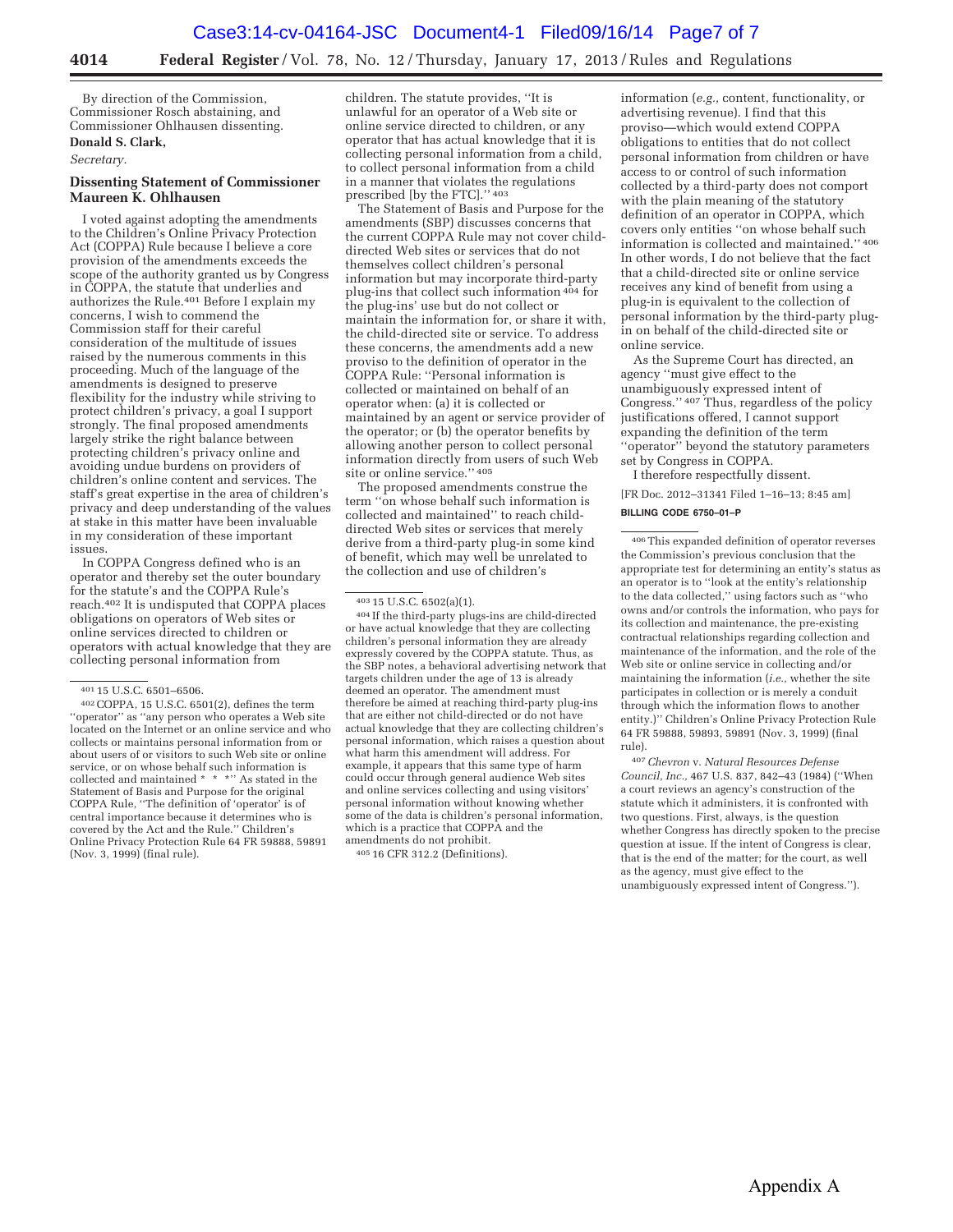By direction of the Commission, Commissioner Rosch abstaining, and Commissioner Ohlhausen dissenting.

**Donald S. Clark,**

*Secretary.*

## Dissenting Statement of Commissioner Maureen K. Ohlhausen

I voted against adopting the amendments to the Children's Online Privacy Protection Act (COPPA) Rule because I believe a core provision of the amendments exceeds the scope of the authority granted us by Congress in COPPA, the statute that underlies and authorizes the Rule.[401] Before I explain my concerns, I wish to commend the Commission staff for their careful consideration of the multitude of issues raised by the numerous comments in this proceeding. Much of the language of the amendments is designed to preserve flexibility for the industry while striving to protect children's privacy, a goal I support strongly. The final proposed amendments largely strike the right balance between protecting children's privacy online and avoiding undue burdens on providers of children's online content and services. The staff's great expertise in the area of children's privacy and deep understanding of the values at stake in this matter have been invaluable in my consideration of these important issues.

In COPPA Congress defined who is an operator and thereby set the outer boundary for the statute's and the COPPA Rule's reach.[402] It is undisputed that COPPA places obligations on operators of Web sites or online services directed to children or operators with actual knowledge that they are collecting personal information from children. The statute provides, ''It is unlawful for an operator of a Web site or online service directed to children, or any operator that has actual knowledge that it is collecting personal information from a child, to collect personal information from a child in a manner that violates the regulations prescribed [by the FTC].'' [403]

The Statement of Basis and Purpose for the amendments (SBP) discusses concerns that the current COPPA Rule may not cover child-directed Web sites or services that do not themselves collect children's personal information but may incorporate third-party plug-ins that collect such information [404] for the plug-ins' use but do not collect or maintain the information for, or share it with, the child-directed site or service. To address these concerns, the amendments add a new proviso to the definition of operator in the COPPA Rule: ''Personal information is collected or maintained on behalf of an operator when: (a) it is collected or maintained by an agent or service provider of the operator; or (b) the operator benefits by allowing another person to collect personal information directly from users of such Web site or online service.'' [405]

The proposed amendments construe the term ''on whose behalf such information is collected and maintained'' to reach child-directed Web sites or services that merely derive from a third-party plug-in some kind of benefit, which may well be unrelated to the collection and use of children's information (*e.g.,* content, functionality, or advertising revenue). I find that this proviso—which would extend COPPA obligations to entities that do not collect personal information from children or have access to or control of such information collected by a third-party does not comport with the plain meaning of the statutory definition of an operator in COPPA, which covers only entities ''on whose behalf such information is collected and maintained.'' [406] In other words, I do not believe that the fact that a child-directed site or online service receives any kind of benefit from using a plug-in is equivalent to the collection of personal information by the third-party plug-in on behalf of the child-directed site or online service.

As the Supreme Court has directed, an agency ''must give effect to the unambiguously expressed intent of Congress.'' [407] Thus, regardless of the policy justifications offered, I cannot support expanding the definition of the term ''operator'' beyond the statutory parameters set by Congress in COPPA.

I therefore respectfully dissent.

[FR Doc. 2012–31341 Filed 1–16–13; 8:45 am]

**BILLING CODE 6750–01–P**

---

[401] 15 U.S.C. 6501–6506.

[402] COPPA, 15 U.S.C. 6501(2), defines the term ''operator'' as ''any person who operates a Web site located on the Internet or an online service and who collects or maintains personal information from or about users of or visitors to such Web site or online service, or on whose behalf such information is collected and maintained * * *'' As stated in the Statement of Basis and Purpose for the original COPPA Rule, ''The definition of 'operator' is of central importance because it determines who is covered by the Act and the Rule.'' Children's Online Privacy Protection Rule 64 FR 59888, 59891 (Nov. 3, 1999) (final rule).

[403] 15 U.S.C. 6502(a)(1).

[404] If the third-party plugs-ins are child-directed or have actual knowledge that they are collecting children's personal information they are already expressly covered by the COPPA statute. Thus, as the SBP notes, a behavioral advertising network that targets children under the age of 13 is already deemed an operator. The amendment must therefore be aimed at reaching third-party plug-ins that are either not child-directed or do not have actual knowledge that they are collecting children's personal information, which raises a question about what harm this amendment will address. For example, it appears that this same type of harm could occur through general audience Web sites and online services collecting and using visitors' personal information without knowing whether some of the data is children's personal information, which is a practice that COPPA and the amendments do not prohibit.

[405] 16 CFR 312.2 (Definitions).

[406] This expanded definition of operator reverses the Commission's previous conclusion that the appropriate test for determining an entity's status as an operator is to ''look at the entity's relationship to the data collected,'' using factors such as ''who owns and/or controls the information, who pays for its collection and maintenance, the pre-existing contractual relationships regarding collection and maintenance of the information, and the role of the Web site or online service in collecting and/or maintaining the information (*i.e.,* whether the site participates in collection or is merely a conduit through which the information flows to another entity.)'' Children's Online Privacy Protection Rule 64 FR 59888, 59893, 59891 (Nov. 3, 1999) (final rule).

[407] *Chevron* v. *Natural Resources Defense Council, Inc.,* 467 U.S. 837, 842–43 (1984) (''When a court reviews an agency's construction of the statute which it administers, it is confronted with two questions. First, always, is the question whether Congress has directly spoken to the precise question at issue. If the intent of Congress is clear, that is the end of the matter; for the court, as well as the agency, must give effect to the unambiguously expressed intent of Congress.'').

Appendix A